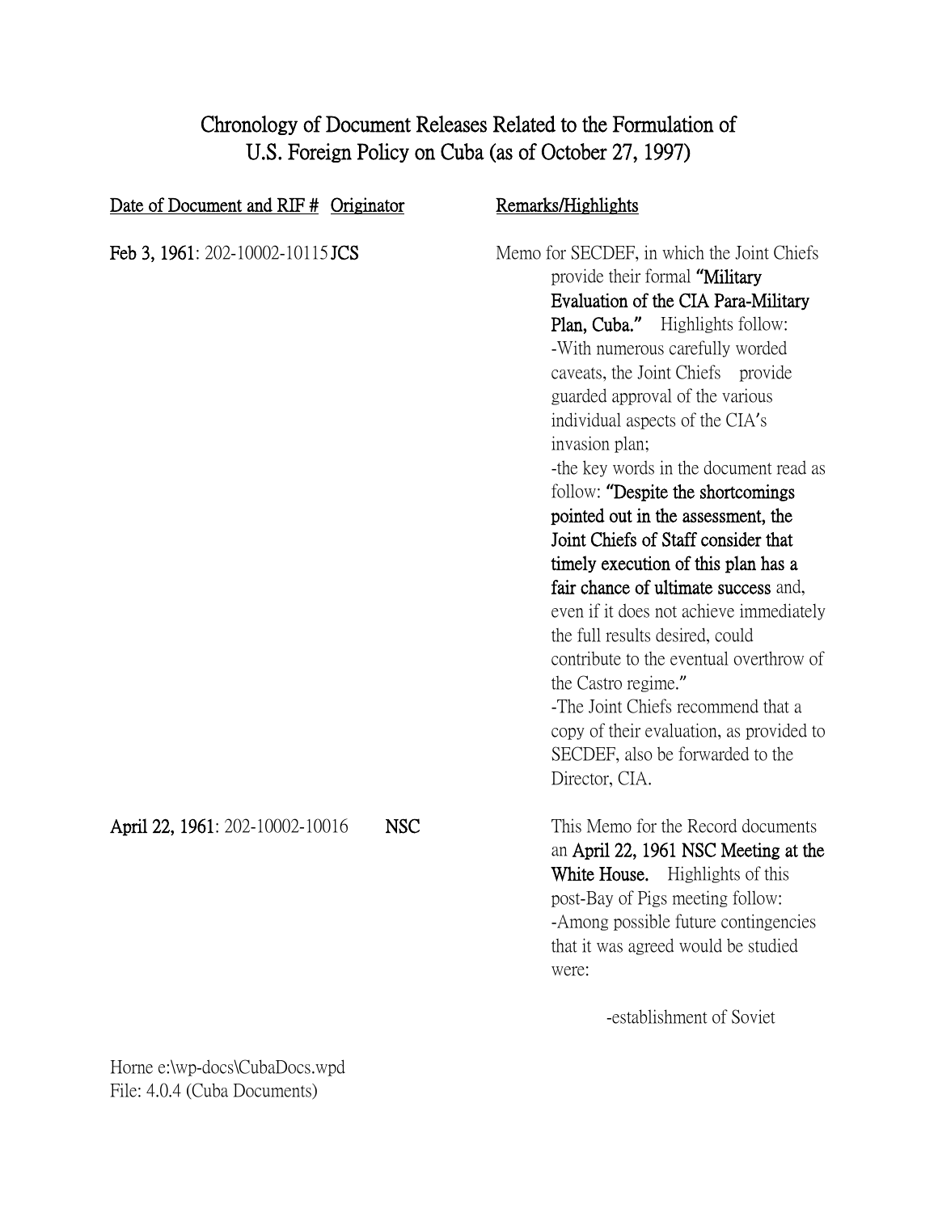# Chronology of Document Releases Related to the Formulation of U.S. Foreign Policy on Cuba (as of October 27, 1997)

| Date of Document and RIF # | Originator | Remarks/Highlights |
| --- | --- | --- |
| **Feb 3, 1961**: 202-10002-10115 | **JCS** | Memo for SECDEF, in which the Joint Chiefs provide their formal **"Military Evaluation of the CIA Para-Military Plan, Cuba."** Highlights follow:<br>-With numerous carefully worded caveats, the Joint Chiefs provide guarded approval of the various individual aspects of the CIA's invasion plan;<br>-the key words in the document read as follow: **"Despite the shortcomings pointed out in the assessment, the Joint Chiefs of Staff consider that timely execution of this plan has a fair chance of ultimate success** and, even if it does not achieve immediately the full results desired, could contribute to the eventual overthrow of the Castro regime."<br>-The Joint Chiefs recommend that a copy of their evaluation, as provided to SECDEF, also be forwarded to the Director, CIA. |
| **April 22, 1961**: 202-10002-10016 | **NSC** | This Memo for the Record documents an **April 22, 1961 NSC Meeting at the White House.** Highlights of this post-Bay of Pigs meeting follow:<br>-Among possible future contingencies that it was agreed would be studied were:<br>-establishment of Soviet |

Horne e:\wp-docs\CubaDocs.wpd
File: 4.0.4 (Cuba Documents)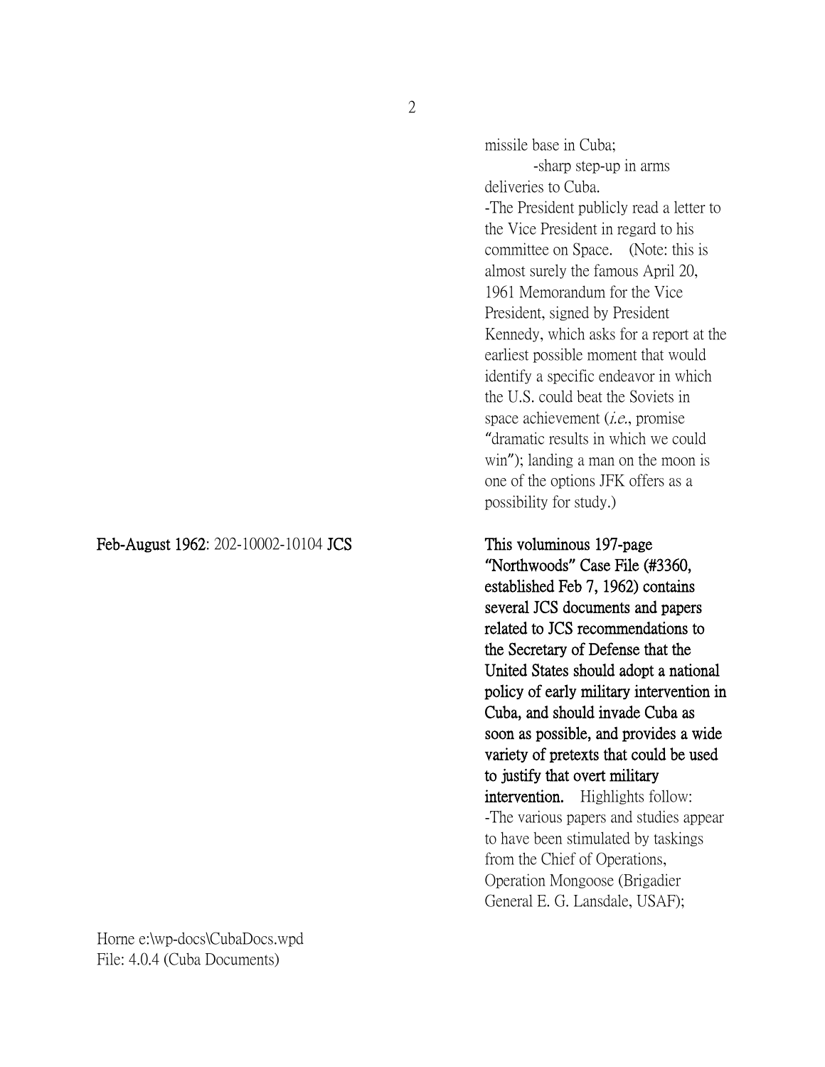missile base in Cuba;

-sharp step-up in arms deliveries to Cuba.

-The President publicly read a letter to the Vice President in regard to his committee on Space. (Note: this is almost surely the famous April 20, 1961 Memorandum for the Vice President, signed by President Kennedy, which asks for a report at the earliest possible moment that would identify a specific endeavor in which the U.S. could beat the Soviets in space achievement (*i.e.*, promise "dramatic results in which we could win"); landing a man on the moon is one of the options JFK offers as a possibility for study.)

**Feb-August 1962**: 202-10002-10104 **JCS**

**This voluminous 197-page "Northwoods" Case File (#3360, established Feb 7, 1962) contains several JCS documents and papers related to JCS recommendations to the Secretary of Defense that the United States should adopt a national policy of early military intervention in Cuba, and should invade Cuba as soon as possible, and provides a wide variety of pretexts that could be used to justify that overt military intervention.** Highlights follow:

-The various papers and studies appear to have been stimulated by taskings from the Chief of Operations, Operation Mongoose (Brigadier General E. G. Lansdale, USAF);

Horne e:\wp-docs\CubaDocs.wpd
File: 4.0.4 (Cuba Documents)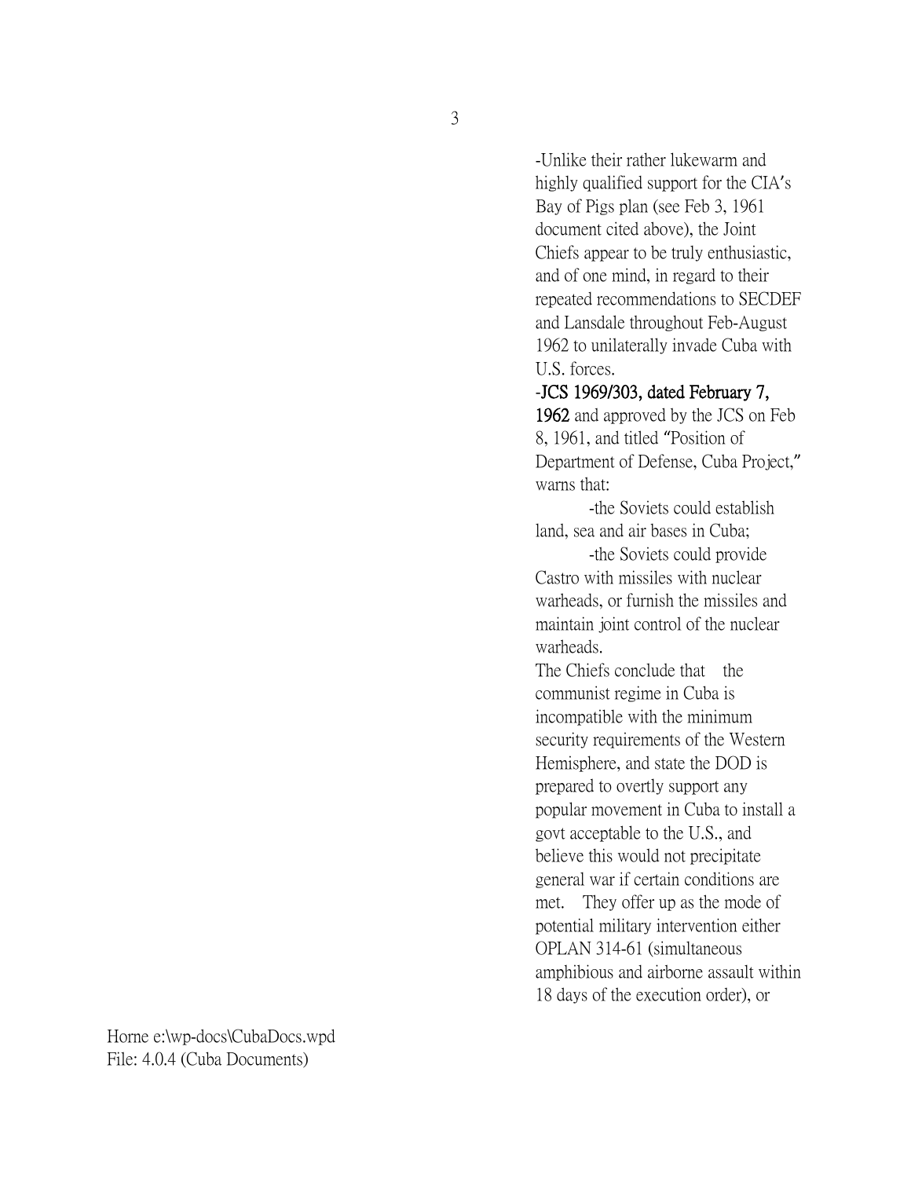-Unlike their rather lukewarm and highly qualified support for the CIA's Bay of Pigs plan (see Feb 3, 1961 document cited above), the Joint Chiefs appear to be truly enthusiastic, and of one mind, in regard to their repeated recommendations to SECDEF and Lansdale throughout Feb-August 1962 to unilaterally invade Cuba with U.S. forces.

-**JCS 1969/303, dated February 7, 1962** and approved by the JCS on Feb 8, 1961, and titled "Position of Department of Defense, Cuba Project," warns that:

-the Soviets could establish land, sea and air bases in Cuba;

-the Soviets could provide Castro with missiles with nuclear warheads, or furnish the missiles and maintain joint control of the nuclear warheads.

The Chiefs conclude that the communist regime in Cuba is incompatible with the minimum security requirements of the Western Hemisphere, and state the DOD is prepared to overtly support any popular movement in Cuba to install a govt acceptable to the U.S., and believe this would not precipitate general war if certain conditions are met. They offer up as the mode of potential military intervention either OPLAN 314-61 (simultaneous amphibious and airborne assault within 18 days of the execution order), or

Horne e:\wp-docs\CubaDocs.wpd
File: 4.0.4 (Cuba Documents)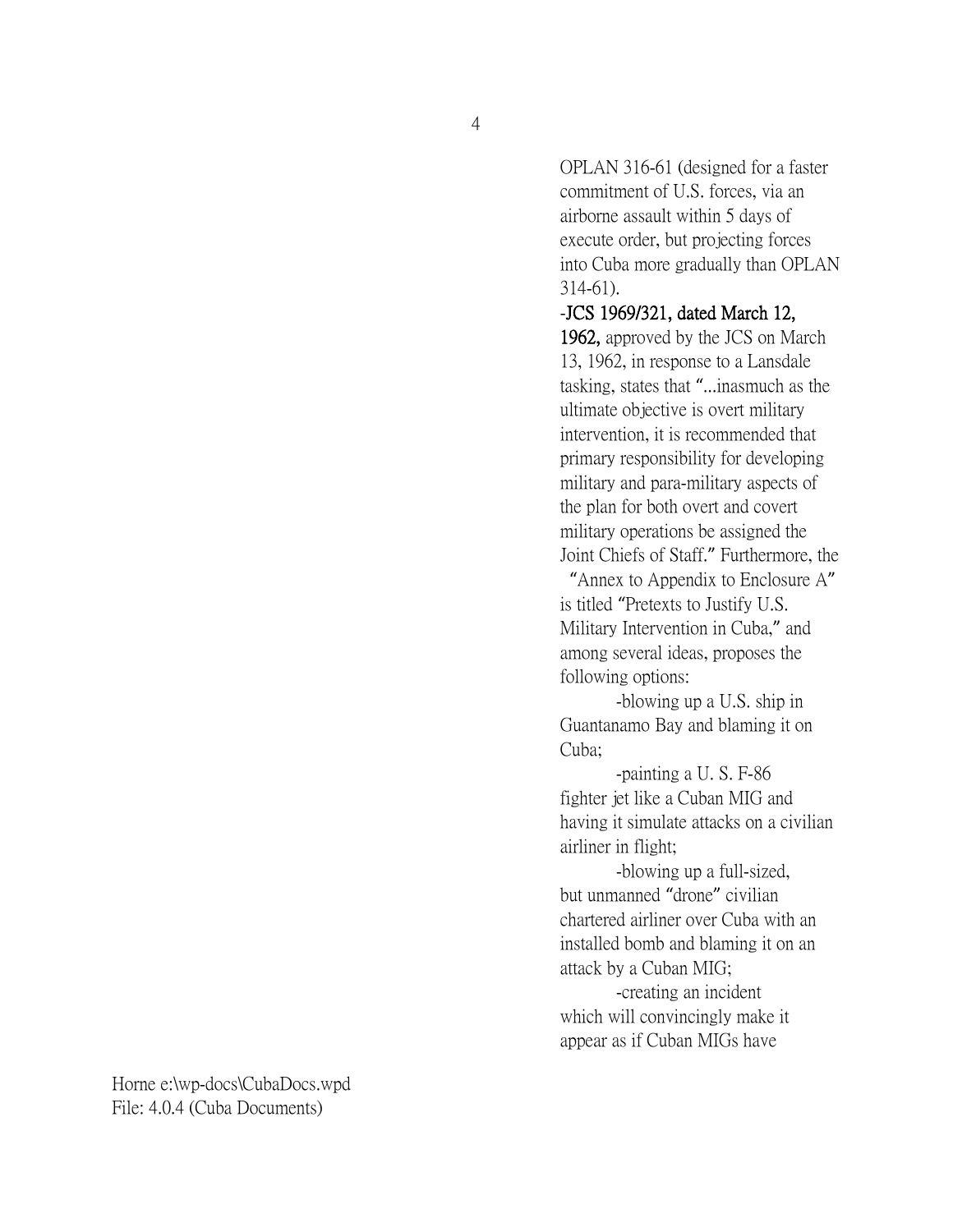OPLAN 316-61 (designed for a faster commitment of U.S. forces, via an airborne assault within 5 days of execute order, but projecting forces into Cuba more gradually than OPLAN 314-61).

-**JCS 1969/321, dated March 12, 1962,** approved by the JCS on March 13, 1962, in response to a Lansdale tasking, states that "...inasmuch as the ultimate objective is overt military intervention, it is recommended that primary responsibility for developing military and para-military aspects of the plan for both overt and covert military operations be assigned the Joint Chiefs of Staff." Furthermore, the "Annex to Appendix to Enclosure A" is titled "Pretexts to Justify U.S. Military Intervention in Cuba," and among several ideas, proposes the following options:

-blowing up a U.S. ship in Guantanamo Bay and blaming it on Cuba;

-painting a U. S. F-86 fighter jet like a Cuban MIG and having it simulate attacks on a civilian airliner in flight;

-blowing up a full-sized, but unmanned "drone" civilian chartered airliner over Cuba with an installed bomb and blaming it on an attack by a Cuban MIG;

-creating an incident which will convincingly make it appear as if Cuban MIGs have

Horne e:\wp-docs\CubaDocs.wpd
File: 4.0.4 (Cuba Documents)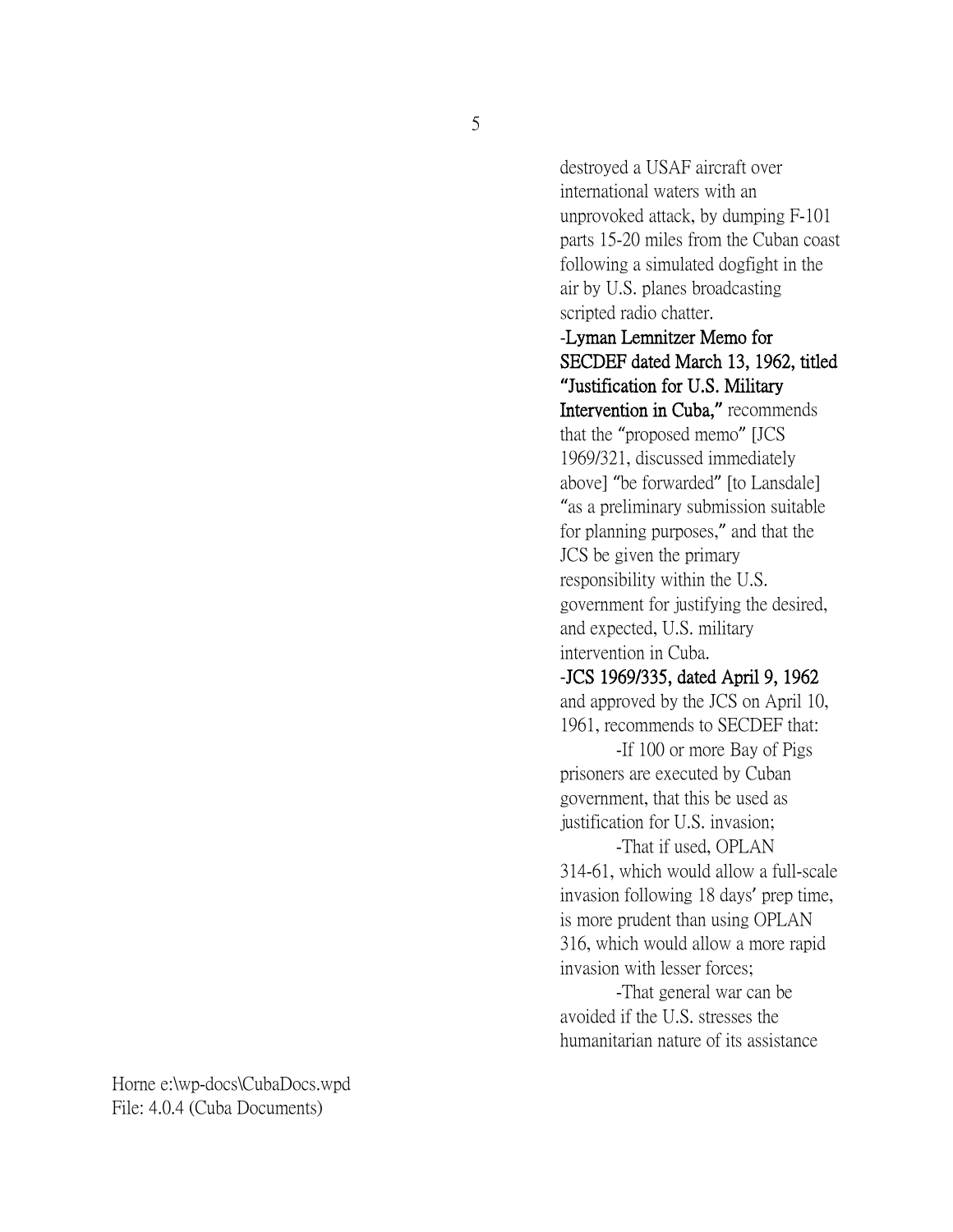destroyed a USAF aircraft over international waters with an unprovoked attack, by dumping F-101 parts 15-20 miles from the Cuban coast following a simulated dogfight in the air by U.S. planes broadcasting scripted radio chatter.

-**Lyman Lemnitzer Memo for SECDEF dated March 13, 1962, titled "Justification for U.S. Military Intervention in Cuba,"** recommends that the "proposed memo" [JCS 1969/321, discussed immediately above] "be forwarded" [to Lansdale] "as a preliminary submission suitable for planning purposes," and that the JCS be given the primary responsibility within the U.S. government for justifying the desired, and expected, U.S. military intervention in Cuba.

-**JCS 1969/335, dated April 9, 1962** and approved by the JCS on April 10, 1961, recommends to SECDEF that:

-If 100 or more Bay of Pigs prisoners are executed by Cuban government, that this be used as justification for U.S. invasion;

-That if used, OPLAN 314-61, which would allow a full-scale invasion following 18 days' prep time, is more prudent than using OPLAN 316, which would allow a more rapid invasion with lesser forces;

-That general war can be avoided if the U.S. stresses the humanitarian nature of its assistance

Horne e:\wp-docs\CubaDocs.wpd
File: 4.0.4 (Cuba Documents)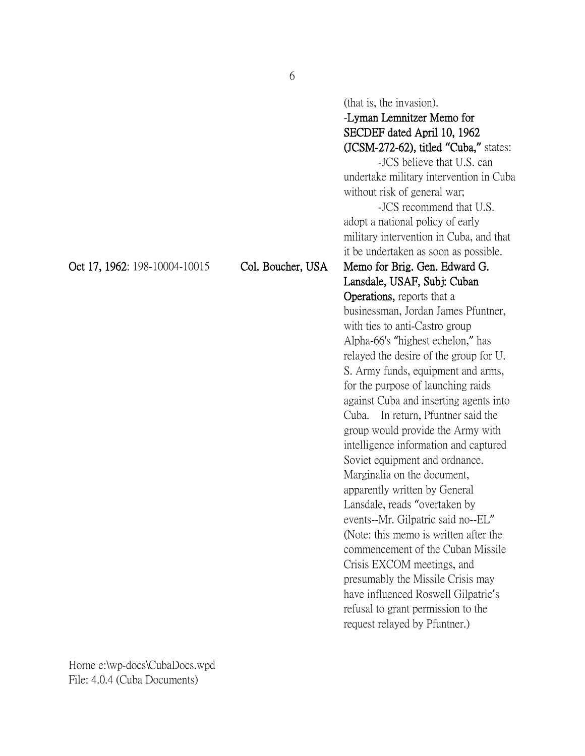(that is, the invasion).

-**Lyman Lemnitzer Memo for SECDEF dated April 10, 1962 (JCSM-272-62), titled "Cuba,"** states:

-JCS believe that U.S. can undertake military intervention in Cuba without risk of general war;

-JCS recommend that U.S. adopt a national policy of early military intervention in Cuba, and that it be undertaken as soon as possible.

**Oct 17, 1962**: 198-10004-10015 | **Col. Boucher, USA** | **Memo for Brig. Gen. Edward G. Lansdale, USAF, Subj: Cuban Operations,** reports that a businessman, Jordan James Pfuntner, with ties to anti-Castro group Alpha-66's "highest echelon," has relayed the desire of the group for U. S. Army funds, equipment and arms, for the purpose of launching raids against Cuba and inserting agents into Cuba. In return, Pfuntner said the group would provide the Army with intelligence information and captured Soviet equipment and ordnance. Marginalia on the document, apparently written by General Lansdale, reads "overtaken by events--Mr. Gilpatric said no--EL" (Note: this memo is written after the commencement of the Cuban Missile Crisis EXCOM meetings, and presumably the Missile Crisis may have influenced Roswell Gilpatric's refusal to grant permission to the request relayed by Pfuntner.)

Horne e:\wp-docs\CubaDocs.wpd
File: 4.0.4 (Cuba Documents)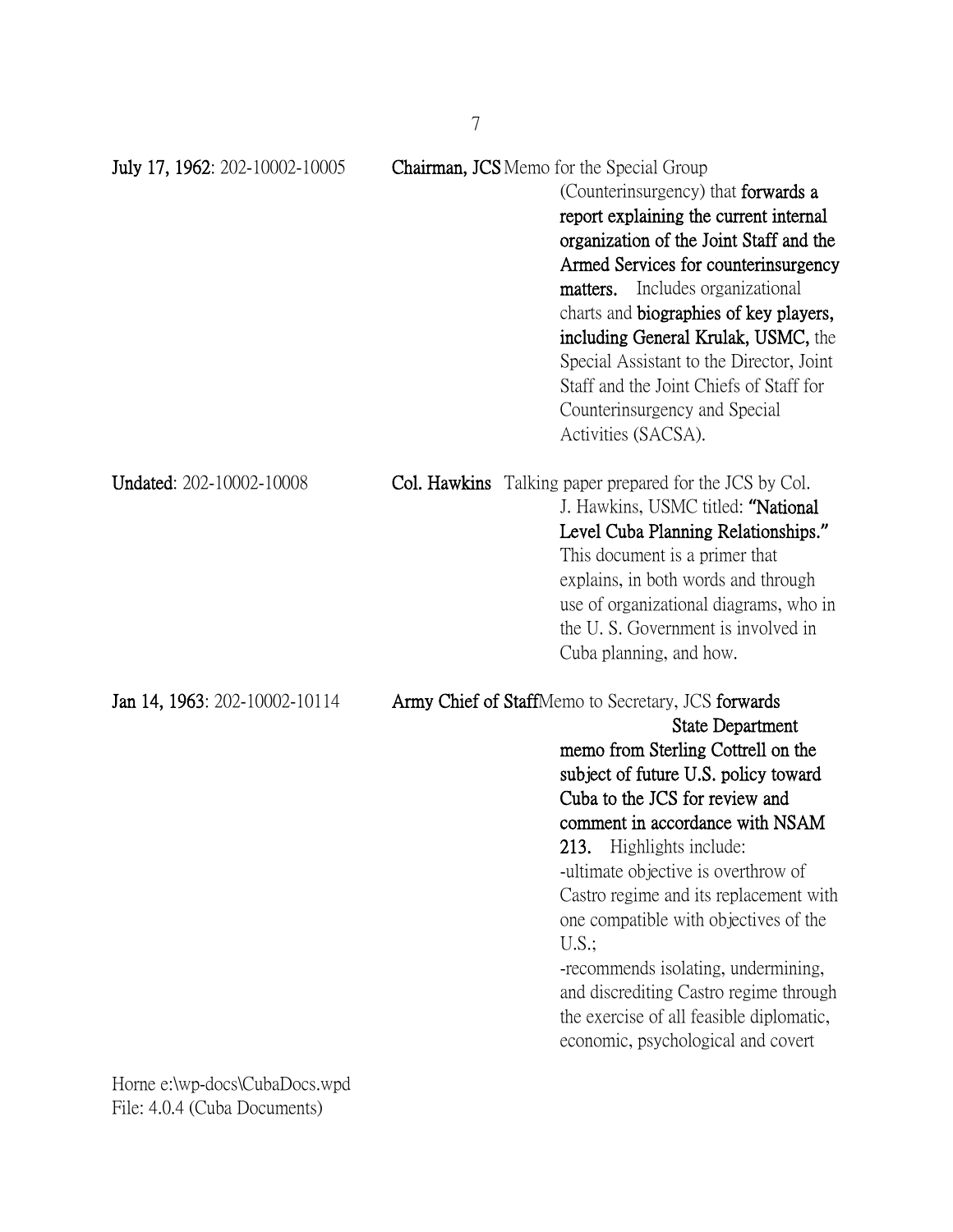**July 17, 1962**: 202-10002-10005 — **Chairman, JCS** Memo for the Special Group (Counterinsurgency) that **forwards a report explaining the current internal organization of the Joint Staff and the Armed Services for counterinsurgency matters.** Includes organizational charts and **biographies of key players, including General Krulak, USMC,** the Special Assistant to the Director, Joint Staff and the Joint Chiefs of Staff for Counterinsurgency and Special Activities (SACSA).

**Undated**: 202-10002-10008 — **Col. Hawkins** Talking paper prepared for the JCS by Col. J. Hawkins, USMC titled: **"National Level Cuba Planning Relationships."** This document is a primer that explains, in both words and through use of organizational diagrams, who in the U. S. Government is involved in Cuba planning, and how.

**Jan 14, 1963**: 202-10002-10114 — **Army Chief of Staff** Memo to Secretary, JCS **forwards State Department memo from Sterling Cottrell on the subject of future U.S. policy toward Cuba to the JCS for review and comment in accordance with NSAM 213.** Highlights include:

-ultimate objective is overthrow of Castro regime and its replacement with one compatible with objectives of the U.S.;

-recommends isolating, undermining, and discrediting Castro regime through the exercise of all feasible diplomatic, economic, psychological and covert

Horne e:\wp-docs\CubaDocs.wpd
File: 4.0.4 (Cuba Documents)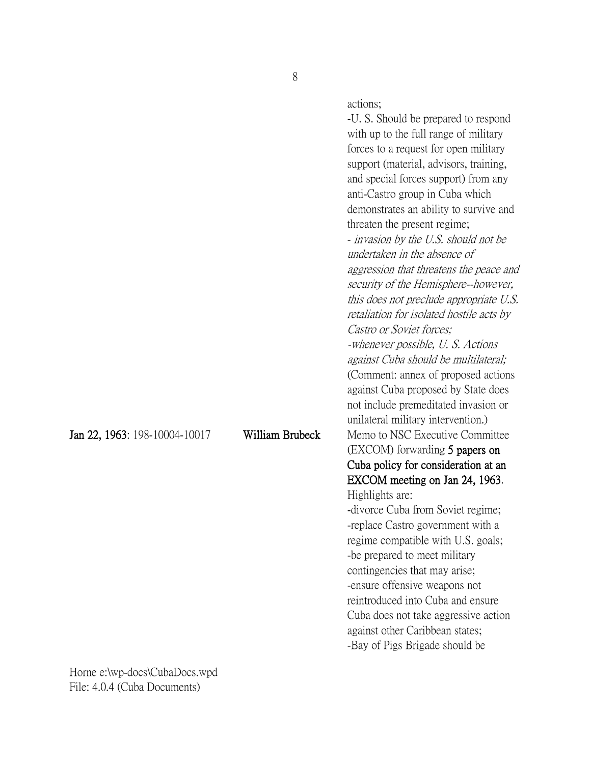actions;
-U. S. Should be prepared to respond with up to the full range of military forces to a request for open military support (material, advisors, training, and special forces support) from any anti-Castro group in Cuba which demonstrates an ability to survive and threaten the present regime;
- *invasion by the U.S. should not be undertaken in the absence of aggression that threatens the peace and security of the Hemisphere--however, this does not preclude appropriate U.S. retaliation for isolated hostile acts by Castro or Soviet forces;*
*-whenever possible, U. S. Actions against Cuba should be multilateral;*
(Comment: annex of proposed actions against Cuba proposed by State does not include premeditated invasion or unilateral military intervention.)

**Jan 22, 1963**: 198-10004-10017 **William Brubeck** Memo to NSC Executive Committee (EXCOM) forwarding **5 papers on Cuba policy for consideration at an EXCOM meeting on Jan 24, 1963**.
Highlights are:
-divorce Cuba from Soviet regime;
-replace Castro government with a regime compatible with U.S. goals;
-be prepared to meet military contingencies that may arise;
-ensure offensive weapons not reintroduced into Cuba and ensure Cuba does not take aggressive action against other Caribbean states;
-Bay of Pigs Brigade should be

Horne e:\wp-docs\CubaDocs.wpd
File: 4.0.4 (Cuba Documents)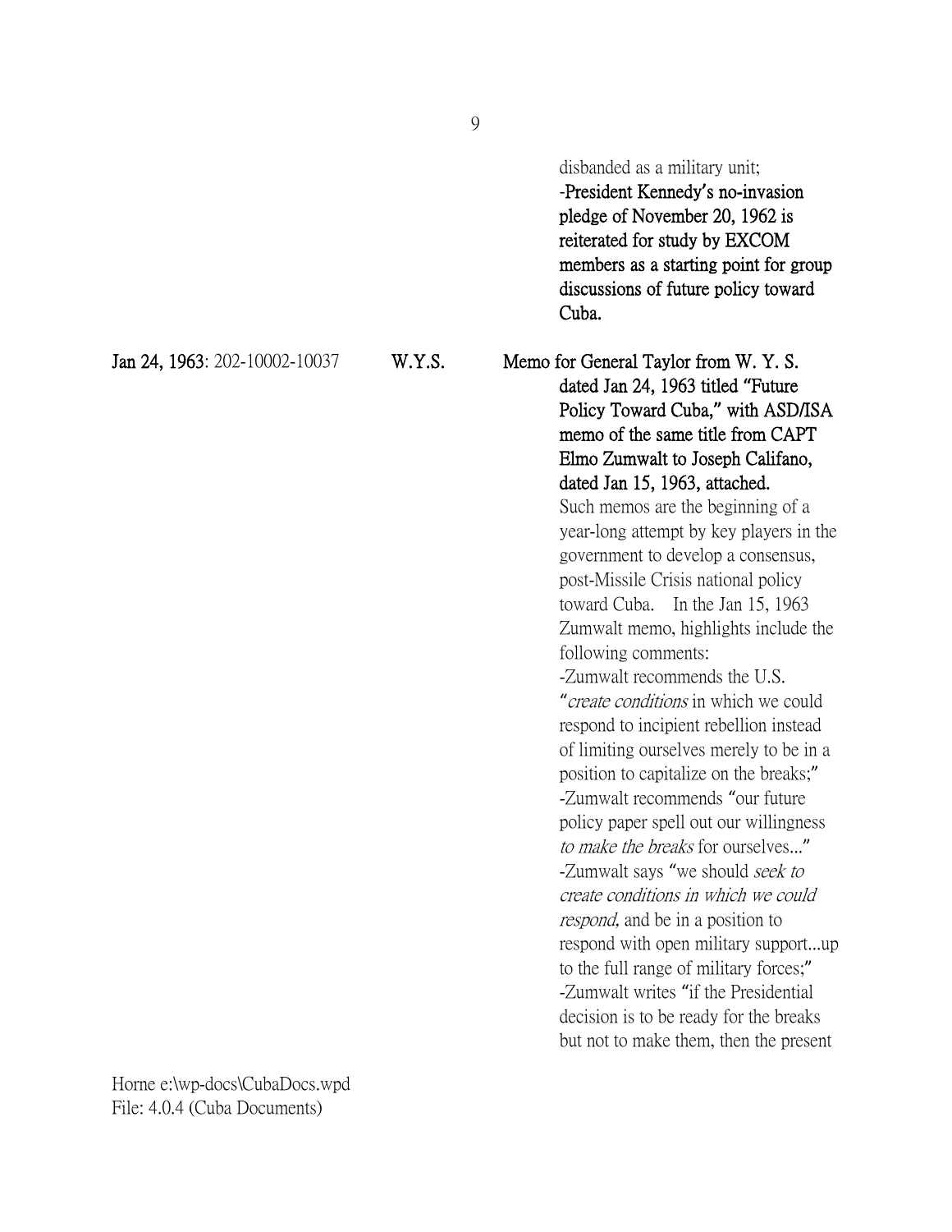disbanded as a military unit;
**-President Kennedy's no-invasion pledge of November 20, 1962 is reiterated for study by EXCOM members as a starting point for group discussions of future policy toward Cuba.**

**Jan 24, 1963**: 202-10002-10037 **W.Y.S.** **Memo for General Taylor from W. Y. S. dated Jan 24, 1963 titled "Future Policy Toward Cuba," with ASD/ISA memo of the same title from CAPT Elmo Zumwalt to Joseph Califano, dated Jan 15, 1963, attached.**

Such memos are the beginning of a year-long attempt by key players in the government to develop a consensus, post-Missile Crisis national policy toward Cuba. In the Jan 15, 1963 Zumwalt memo, highlights include the following comments:

-Zumwalt recommends the U.S. "*create conditions* in which we could respond to incipient rebellion instead of limiting ourselves merely to be in a position to capitalize on the breaks;"

-Zumwalt recommends "our future policy paper spell out our willingness *to make the breaks* for ourselves..."

-Zumwalt says "we should *seek to create conditions in which we could respond,* and be in a position to respond with open military support...up to the full range of military forces;"

-Zumwalt writes "if the Presidential decision is to be ready for the breaks but not to make them, then the present

Horne e:\wp-docs\CubaDocs.wpd
File: 4.0.4 (Cuba Documents)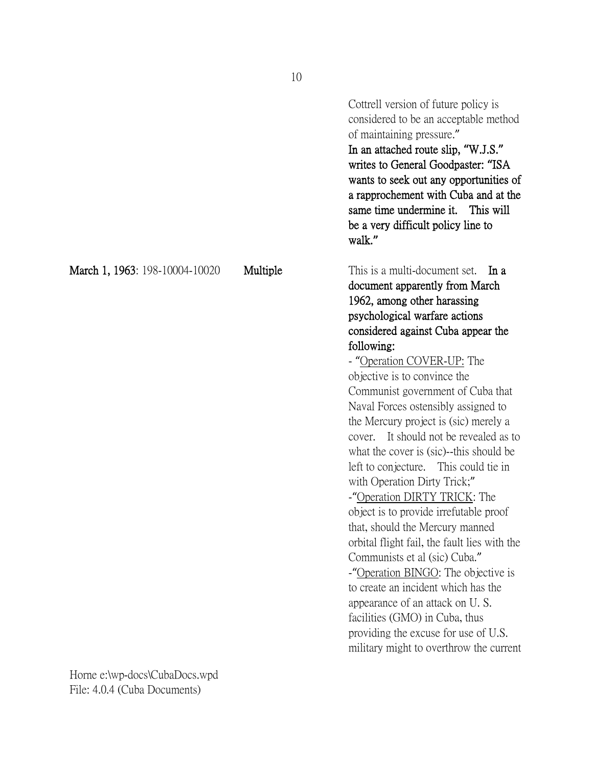Cottrell version of future policy is considered to be an acceptable method of maintaining pressure."
**In an attached route slip, "W.J.S." writes to General Goodpaster: "ISA wants to seek out any opportunities of a rapprochement with Cuba and at the same time undermine it. This will be a very difficult policy line to walk."**

**March 1, 1963**: 198-10004-10020 **Multiple** This is a multi-document set. **In a document apparently from March 1962, among other harassing psychological warfare actions considered against Cuba appear the following:**

- "Operation COVER-UP: The objective is to convince the Communist government of Cuba that Naval Forces ostensibly assigned to the Mercury project is (sic) merely a cover. It should not be revealed as to what the cover is (sic)--this should be left to conjecture. This could tie in with Operation Dirty Trick;"
- "Operation DIRTY TRICK: The object is to provide irrefutable proof that, should the Mercury manned orbital flight fail, the fault lies with the Communists et al (sic) Cuba."
- "Operation BINGO: The objective is to create an incident which has the appearance of an attack on U. S. facilities (GMO) in Cuba, thus providing the excuse for use of U.S. military might to overthrow the current

Horne e:\wp-docs\CubaDocs.wpd
File: 4.0.4 (Cuba Documents)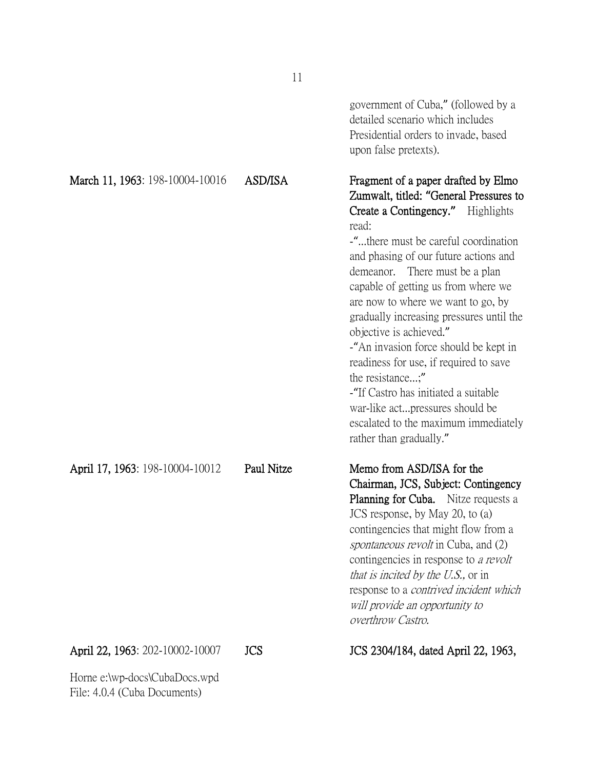| | | |
|---|---|---|
| | | government of Cuba," (followed by a detailed scenario which includes Presidential orders to invade, based upon false pretexts). |
| **March 11, 1963**: 198-10004-10016 | **ASD/ISA** | **Fragment of a paper drafted by Elmo Zumwalt, titled: "General Pressures to Create a Contingency."** Highlights read:<br>-"...there must be careful coordination and phasing of our future actions and demeanor. There must be a plan capable of getting us from where we are now to where we want to go, by gradually increasing pressures until the objective is achieved."<br>-"An invasion force should be kept in readiness for use, if required to save the resistance...;"<br>-"If Castro has initiated a suitable war-like act...pressures should be escalated to the maximum immediately rather than gradually." |
| **April 17, 1963**: 198-10004-10012 | **Paul Nitze** | **Memo from ASD/ISA for the Chairman, JCS, Subject: Contingency Planning for Cuba.** Nitze requests a JCS response, by May 20, to (a) contingencies that might flow from a *spontaneous revolt* in Cuba, and (2) contingencies in response to *a revolt that is incited by the U.S.*, or in response to a *contrived incident which will provide an opportunity to overthrow Castro.* |
| **April 22, 1963**: 202-10002-10007 | **JCS** | **JCS 2304/184, dated April 22, 1963,** |

Horne e:\wp-docs\CubaDocs.wpd
File: 4.0.4 (Cuba Documents)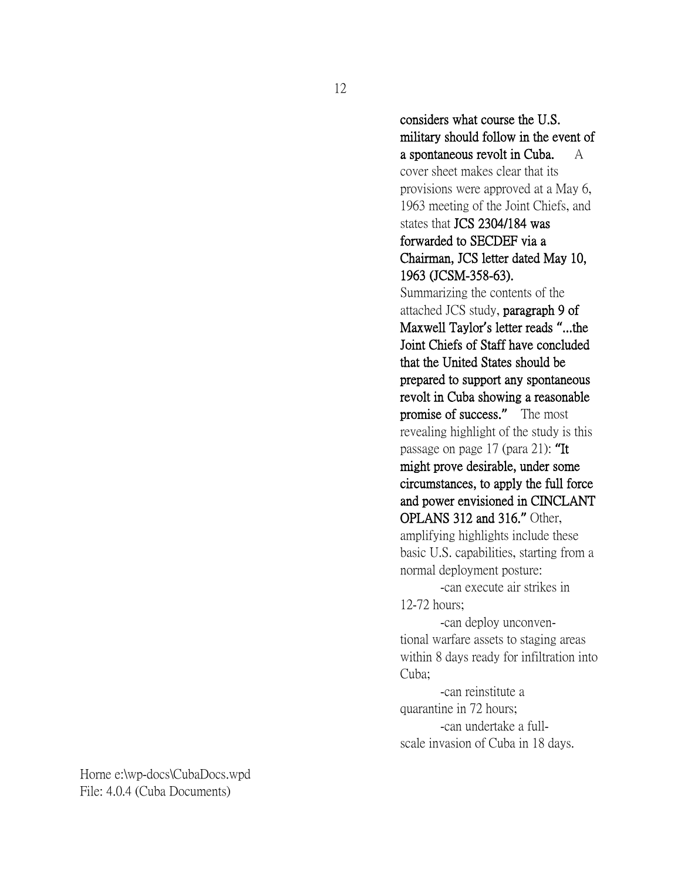**considers what course the U.S. military should follow in the event of a spontaneous revolt in Cuba.** A cover sheet makes clear that its provisions were approved at a May 6, 1963 meeting of the Joint Chiefs, and states that **JCS 2304/184 was forwarded to SECDEF via a Chairman, JCS letter dated May 10, 1963 (JCSM-358-63).** Summarizing the contents of the attached JCS study, **paragraph 9 of Maxwell Taylor's letter reads "...the Joint Chiefs of Staff have concluded that the United States should be prepared to support any spontaneous revolt in Cuba showing a reasonable promise of success."** The most revealing highlight of the study is this passage on page 17 (para 21): **"It might prove desirable, under some circumstances, to apply the full force and power envisioned in CINCLANT OPLANS 312 and 316."** Other, amplifying highlights include these basic U.S. capabilities, starting from a normal deployment posture:

-can execute air strikes in 12-72 hours;

-can deploy unconventional warfare assets to staging areas within 8 days ready for infiltration into Cuba;

-can reinstitute a quarantine in 72 hours;

-can undertake a full-scale invasion of Cuba in 18 days.

Horne e:\wp-docs\CubaDocs.wpd
File: 4.0.4 (Cuba Documents)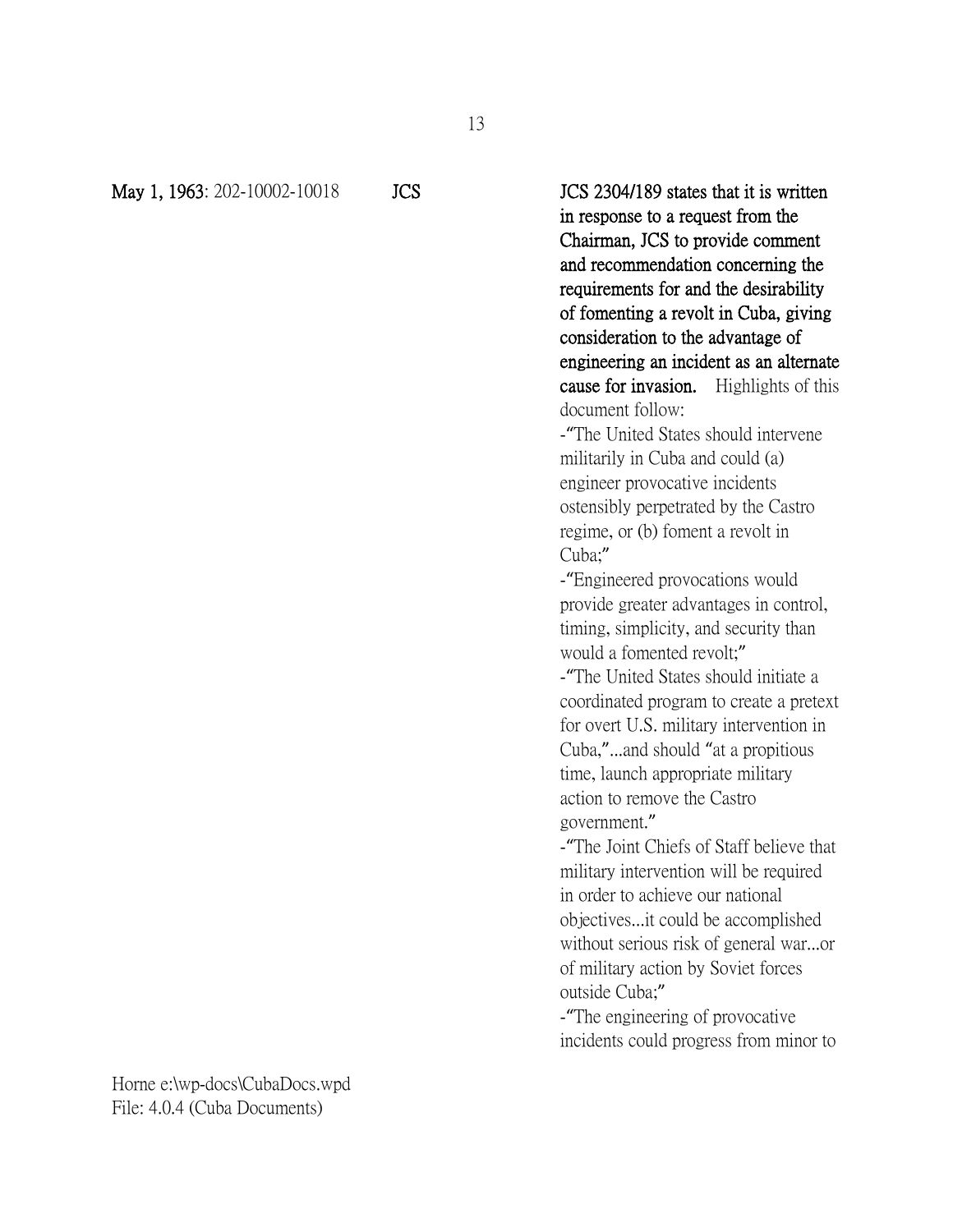**May 1, 1963**: 202-10002-10018 **JCS**

**JCS 2304/189 states that it is written in response to a request from the Chairman, JCS to provide comment and recommendation concerning the requirements for and the desirability of fomenting a revolt in Cuba, giving consideration to the advantage of engineering an incident as an alternate cause for invasion.** Highlights of this document follow:

-"The United States should intervene militarily in Cuba and could (a) engineer provocative incidents ostensibly perpetrated by the Castro regime, or (b) foment a revolt in Cuba;"

-"Engineered provocations would provide greater advantages in control, timing, simplicity, and security than would a fomented revolt;"

-"The United States should initiate a coordinated program to create a pretext for overt U.S. military intervention in Cuba,"...and should "at a propitious time, launch appropriate military action to remove the Castro government."

-"The Joint Chiefs of Staff believe that military intervention will be required in order to achieve our national objectives...it could be accomplished without serious risk of general war...or of military action by Soviet forces outside Cuba;"

-"The engineering of provocative incidents could progress from minor to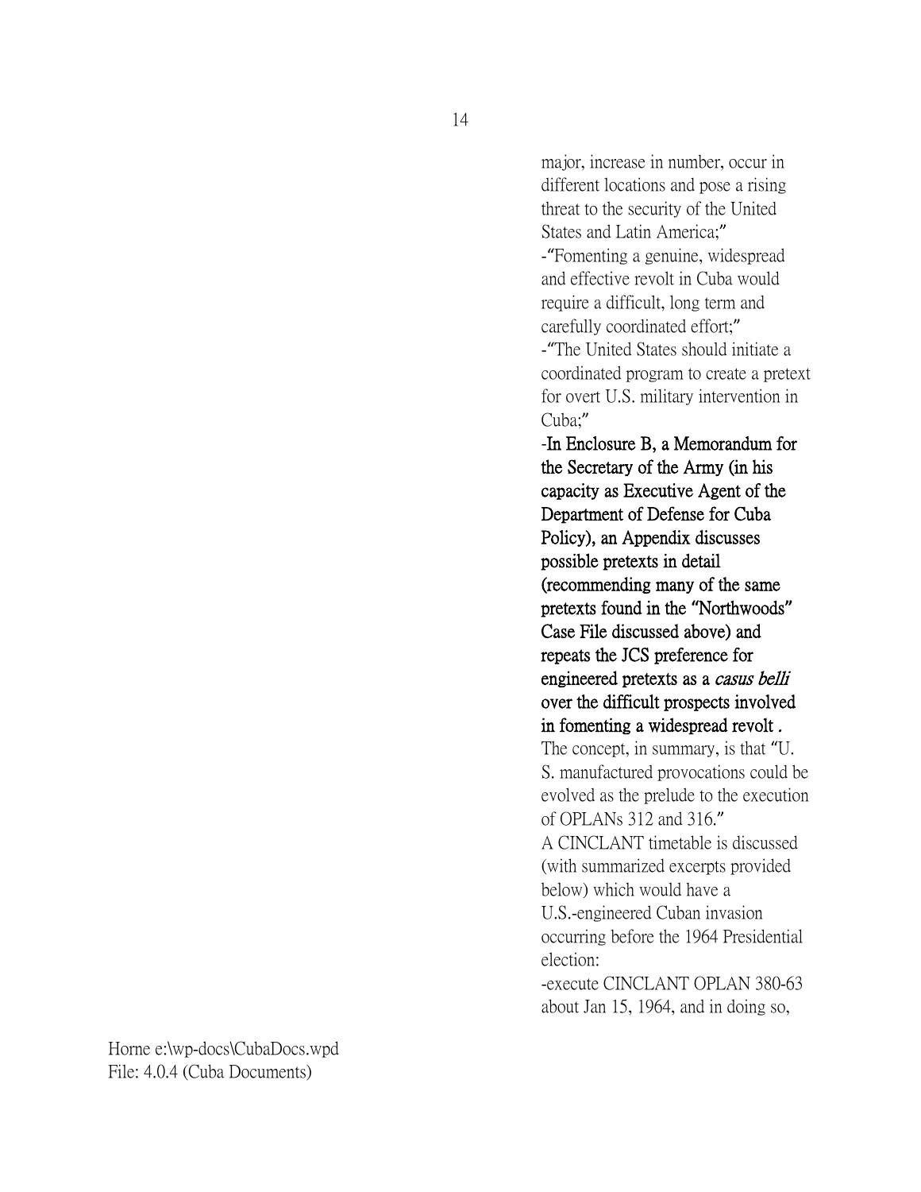major, increase in number, occur in different locations and pose a rising threat to the security of the United States and Latin America;"

-"Fomenting a genuine, widespread and effective revolt in Cuba would require a difficult, long term and carefully coordinated effort;"

-"The United States should initiate a coordinated program to create a pretext for overt U.S. military intervention in Cuba;"

**-In Enclosure B, a Memorandum for the Secretary of the Army (in his capacity as Executive Agent of the Department of Defense for Cuba Policy), an Appendix discusses possible pretexts in detail (recommending many of the same pretexts found in the "Northwoods" Case File discussed above) and repeats the JCS preference for engineered pretexts as a *casus belli* over the difficult prospects involved in fomenting a widespread revolt .** The concept, in summary, is that "U. S. manufactured provocations could be evolved as the prelude to the execution of OPLANs 312 and 316."

A CINCLANT timetable is discussed (with summarized excerpts provided below) which would have a U.S.-engineered Cuban invasion occurring before the 1964 Presidential election:

-execute CINCLANT OPLAN 380-63 about Jan 15, 1964, and in doing so,

Horne e:\wp-docs\CubaDocs.wpd
File: 4.0.4 (Cuba Documents)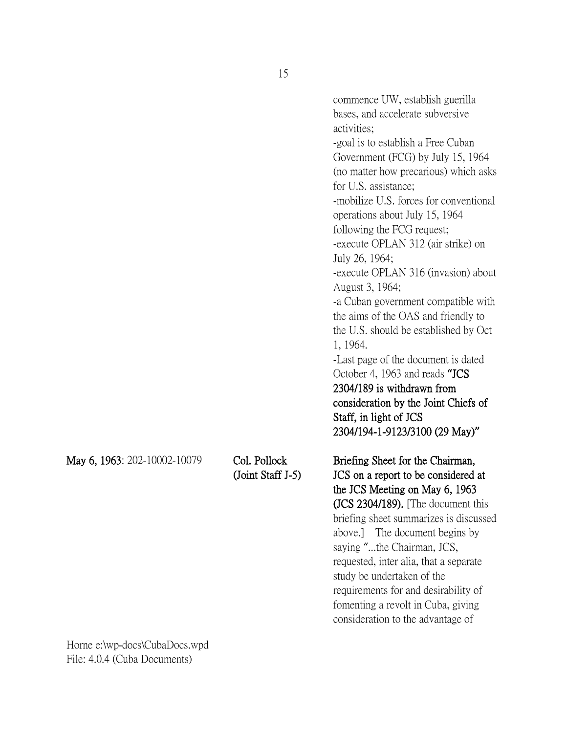| | | |
|---|---|---|
| | | commence UW, establish guerilla bases, and accelerate subversive activities;<br>-goal is to establish a Free Cuban Government (FCG) by July 15, 1964 (no matter how precarious) which asks for U.S. assistance;<br>-mobilize U.S. forces for conventional operations about July 15, 1964 following the FCG request;<br>-execute OPLAN 312 (air strike) on July 26, 1964;<br>-execute OPLAN 316 (invasion) about August 3, 1964;<br>-a Cuban government compatible with the aims of the OAS and friendly to the U.S. should be established by Oct 1, 1964.<br>-Last page of the document is dated October 4, 1963 and reads **"JCS 2304/189 is withdrawn from consideration by the Joint Chiefs of Staff, in light of JCS 2304/194-1-9123/3100 (29 May)"** |
| **May 6, 1963**: 202-10002-10079 | **Col. Pollock (Joint Staff J-5)** | **Briefing Sheet for the Chairman, JCS on a report to be considered at the JCS Meeting on May 6, 1963 (JCS 2304/189).** [The document this briefing sheet summarizes is discussed above.] The document begins by saying "...the Chairman, JCS, requested, inter alia, that a separate study be undertaken of the requirements for and desirability of fomenting a revolt in Cuba, giving consideration to the advantage of |

Horne e:\wp-docs\CubaDocs.wpd
File: 4.0.4 (Cuba Documents)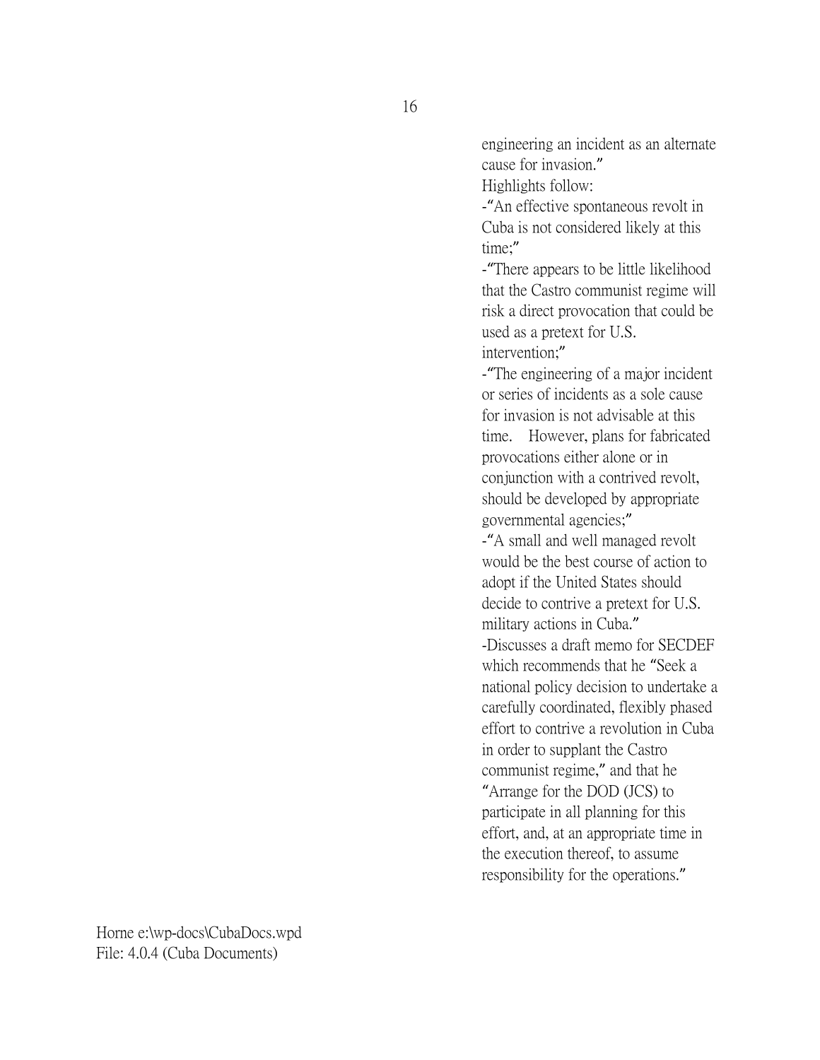engineering an incident as an alternate cause for invasion."

Highlights follow:

-"An effective spontaneous revolt in Cuba is not considered likely at this time;"

-"There appears to be little likelihood that the Castro communist regime will risk a direct provocation that could be used as a pretext for U.S. intervention;"

-"The engineering of a major incident or series of incidents as a sole cause for invasion is not advisable at this time. However, plans for fabricated provocations either alone or in conjunction with a contrived revolt, should be developed by appropriate governmental agencies;"

-"A small and well managed revolt would be the best course of action to adopt if the United States should decide to contrive a pretext for U.S. military actions in Cuba."

-Discusses a draft memo for SECDEF which recommends that he "Seek a national policy decision to undertake a carefully coordinated, flexibly phased effort to contrive a revolution in Cuba in order to supplant the Castro communist regime," and that he "Arrange for the DOD (JCS) to participate in all planning for this effort, and, at an appropriate time in the execution thereof, to assume responsibility for the operations."

Horne e:\wp-docs\CubaDocs.wpd
File: 4.0.4 (Cuba Documents)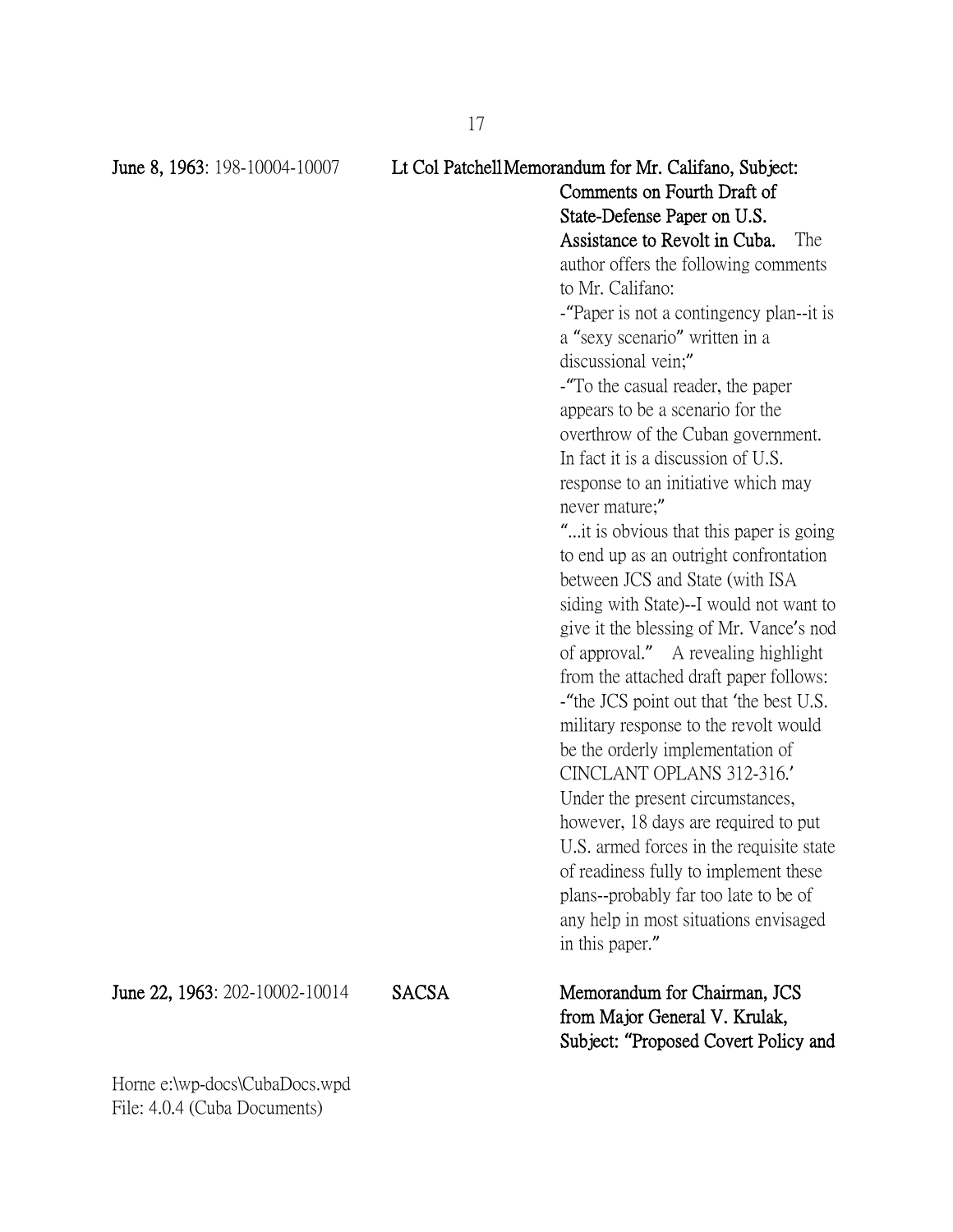**June 8, 1963**: 198-10004-10007 Lt Col Patchell **Memorandum for Mr. Califano, Subject: Comments on Fourth Draft of State-Defense Paper on U.S. Assistance to Revolt in Cuba.** The author offers the following comments to Mr. Califano:

-"Paper is not a contingency plan--it is a "sexy scenario" written in a discussional vein;"

-"To the casual reader, the paper appears to be a scenario for the overthrow of the Cuban government. In fact it is a discussion of U.S. response to an initiative which may never mature;"

"...it is obvious that this paper is going to end up as an outright confrontation between JCS and State (with ISA siding with State)--I would not want to give it the blessing of Mr. Vance's nod of approval." A revealing highlight from the attached draft paper follows:

-"the JCS point out that 'the best U.S. military response to the revolt would be the orderly implementation of CINCLANT OPLANS 312-316.' Under the present circumstances, however, 18 days are required to put U.S. armed forces in the requisite state of readiness fully to implement these plans--probably far too late to be of any help in most situations envisaged in this paper."

**June 22, 1963**: 202-10002-10014 **SACSA** **Memorandum for Chairman, JCS from Major General V. Krulak, Subject: "Proposed Covert Policy and**

Horne e:\wp-docs\CubaDocs.wpd
File: 4.0.4 (Cuba Documents)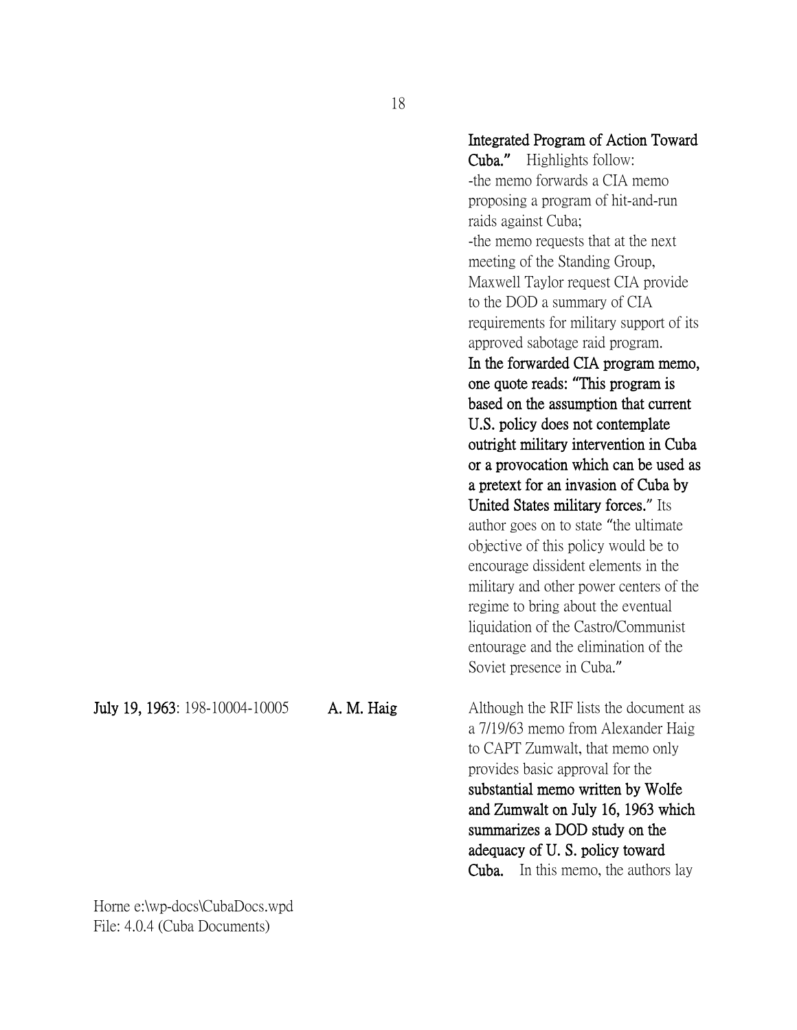**Integrated Program of Action Toward Cuba."** Highlights follow:
-the memo forwards a CIA memo proposing a program of hit-and-run raids against Cuba;
-the memo requests that at the next meeting of the Standing Group, Maxwell Taylor request CIA provide to the DOD a summary of CIA requirements for military support of its approved sabotage raid program.
**In the forwarded CIA program memo, one quote reads: "This program is based on the assumption that current U.S. policy does not contemplate outright military intervention in Cuba or a provocation which can be used as a pretext for an invasion of Cuba by United States military forces."** Its author goes on to state "the ultimate objective of this policy would be to encourage dissident elements in the military and other power centers of the regime to bring about the eventual liquidation of the Castro/Communist entourage and the elimination of the Soviet presence in Cuba."

**July 19, 1963**: 198-10004-10005 **A. M. Haig** Although the RIF lists the document as a 7/19/63 memo from Alexander Haig to CAPT Zumwalt, that memo only provides basic approval for the **substantial memo written by Wolfe and Zumwalt on July 16, 1963 which summarizes a DOD study on the adequacy of U. S. policy toward Cuba.** In this memo, the authors lay

Horne e:\wp-docs\CubaDocs.wpd
File: 4.0.4 (Cuba Documents)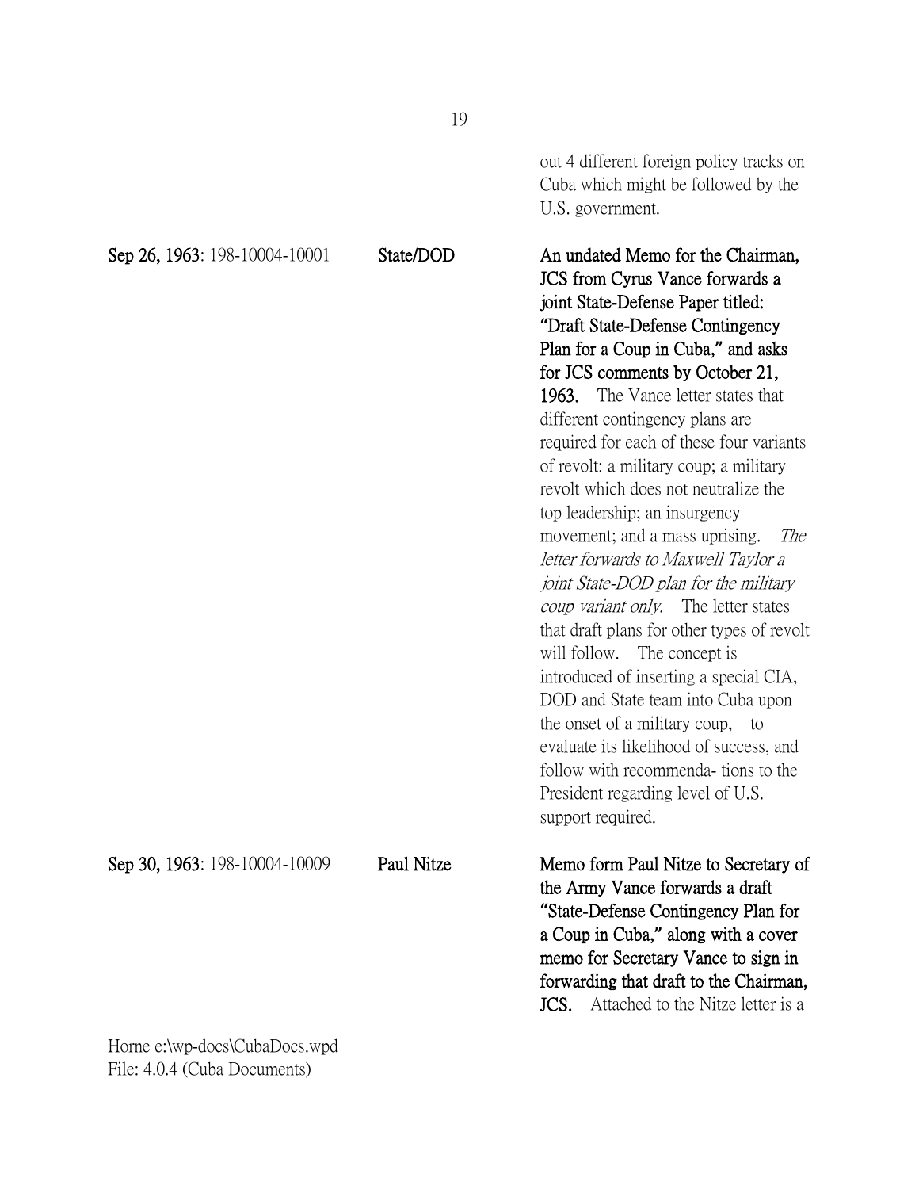out 4 different foreign policy tracks on Cuba which might be followed by the U.S. government.

| | | |
|---|---|---|
| **Sep 26, 1963**: 198-10004-10001 | **State/DOD** | **An undated Memo for the Chairman, JCS from Cyrus Vance forwards a joint State-Defense Paper titled: "Draft State-Defense Contingency Plan for a Coup in Cuba," and asks for JCS comments by October 21, 1963.** The Vance letter states that different contingency plans are required for each of these four variants of revolt: a military coup; a military revolt which does not neutralize the top leadership; an insurgency movement; and a mass uprising. *The letter forwards to Maxwell Taylor a joint State-DOD plan for the military coup variant only.* The letter states that draft plans for other types of revolt will follow. The concept is introduced of inserting a special CIA, DOD and State team into Cuba upon the onset of a military coup, to evaluate its likelihood of success, and follow with recommenda- tions to the President regarding level of U.S. support required. |
| **Sep 30, 1963**: 198-10004-10009 | **Paul Nitze** | **Memo form Paul Nitze to Secretary of the Army Vance forwards a draft "State-Defense Contingency Plan for a Coup in Cuba," along with a cover memo for Secretary Vance to sign in forwarding that draft to the Chairman, JCS.** Attached to the Nitze letter is a |

Horne e:\wp-docs\CubaDocs.wpd
File: 4.0.4 (Cuba Documents)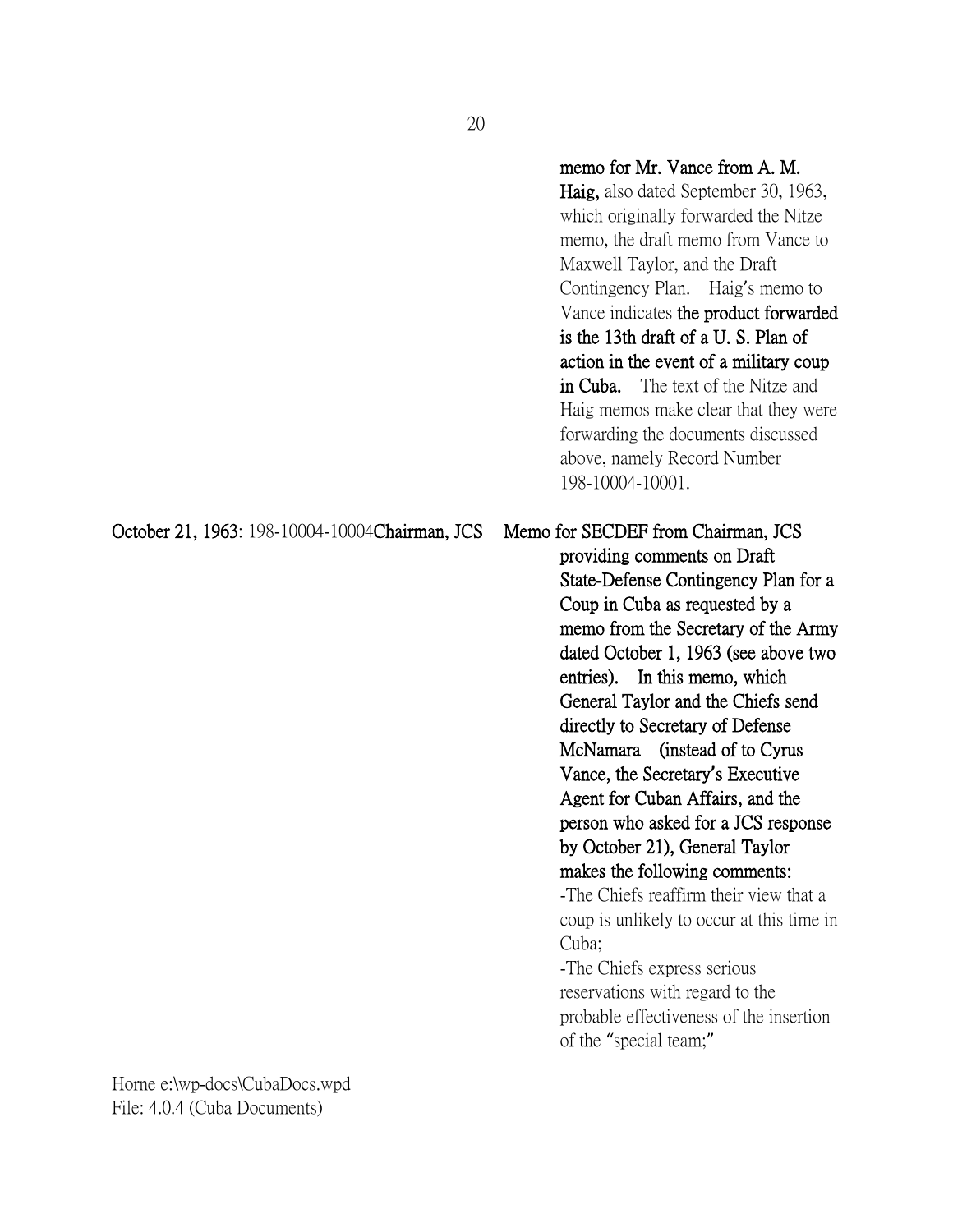**memo for Mr. Vance from A. M. Haig,** also dated September 30, 1963, which originally forwarded the Nitze memo, the draft memo from Vance to Maxwell Taylor, and the Draft Contingency Plan. Haig's memo to Vance indicates **the product forwarded is the 13th draft of a U. S. Plan of action in the event of a military coup in Cuba.** The text of the Nitze and Haig memos make clear that they were forwarding the documents discussed above, namely Record Number 198-10004-10001.

**October 21, 1963**: 198-10004-10004**Chairman, JCS** **Memo for SECDEF from Chairman, JCS providing comments on Draft State-Defense Contingency Plan for a Coup in Cuba as requested by a memo from the Secretary of the Army dated October 1, 1963 (see above two entries). In this memo, which General Taylor and the Chiefs send directly to Secretary of Defense McNamara (instead of to Cyrus Vance, the Secretary's Executive Agent for Cuban Affairs, and the person who asked for a JCS response by October 21), General Taylor makes the following comments:**

-The Chiefs reaffirm their view that a coup is unlikely to occur at this time in Cuba;

-The Chiefs express serious reservations with regard to the probable effectiveness of the insertion of the "special team;"

Horne e:\wp-docs\CubaDocs.wpd
File: 4.0.4 (Cuba Documents)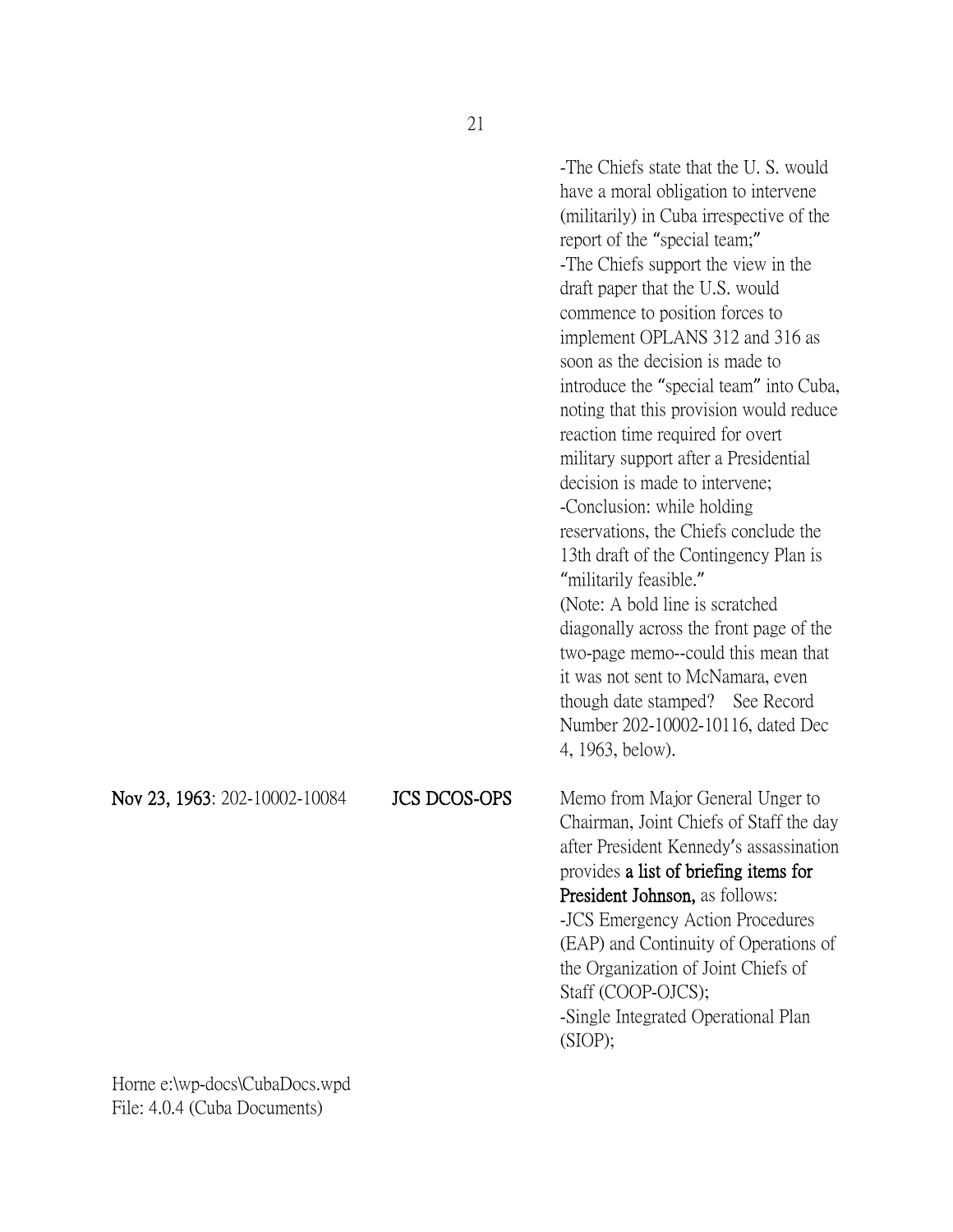-The Chiefs state that the U. S. would have a moral obligation to intervene (militarily) in Cuba irrespective of the report of the "special team;"
-The Chiefs support the view in the draft paper that the U.S. would commence to position forces to implement OPLANS 312 and 316 as soon as the decision is made to introduce the "special team" into Cuba, noting that this provision would reduce reaction time required for overt military support after a Presidential decision is made to intervene;
-Conclusion: while holding reservations, the Chiefs conclude the 13th draft of the Contingency Plan is "militarily feasible."
(Note: A bold line is scratched diagonally across the front page of the two-page memo--could this mean that it was not sent to McNamara, even though date stamped? See Record Number 202-10002-10116, dated Dec 4, 1963, below).

| | | |
|---|---|---|
| **Nov 23, 1963**: 202-10002-10084 | **JCS DCOS-OPS** | Memo from Major General Unger to Chairman, Joint Chiefs of Staff the day after President Kennedy's assassination provides **a list of briefing items for President Johnson,** as follows:<br>-JCS Emergency Action Procedures (EAP) and Continuity of Operations of the Organization of Joint Chiefs of Staff (COOP-OJCS);<br>-Single Integrated Operational Plan (SIOP); |

Horne e:\wp-docs\CubaDocs.wpd
File: 4.0.4 (Cuba Documents)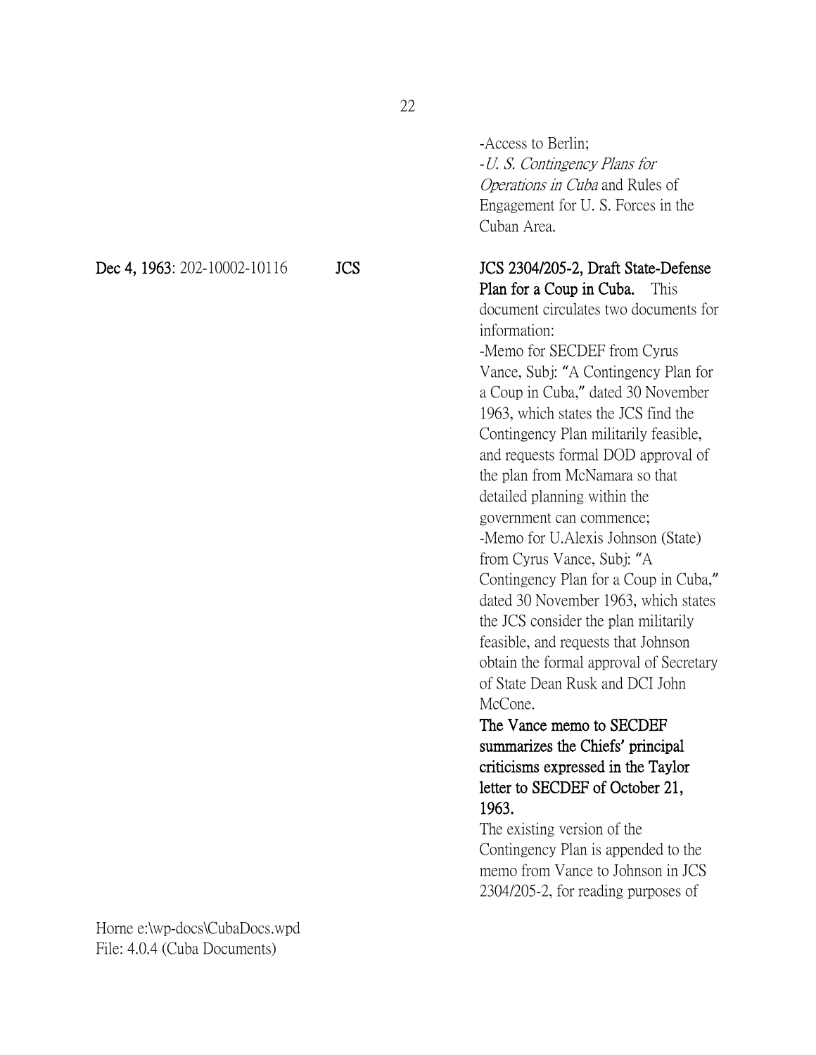-Access to Berlin;
-*U. S. Contingency Plans for Operations in Cuba* and Rules of Engagement for U. S. Forces in the Cuban Area.

**Dec 4, 1963**: 202-10002-10116 **JCS** **JCS 2304/205-2, Draft State-Defense Plan for a Coup in Cuba.** This document circulates two documents for information:
-Memo for SECDEF from Cyrus Vance, Subj: "A Contingency Plan for a Coup in Cuba," dated 30 November 1963, which states the JCS find the Contingency Plan militarily feasible, and requests formal DOD approval of the plan from McNamara so that detailed planning within the government can commence;
-Memo for U.Alexis Johnson (State) from Cyrus Vance, Subj: "A Contingency Plan for a Coup in Cuba," dated 30 November 1963, which states the JCS consider the plan militarily feasible, and requests that Johnson obtain the formal approval of Secretary of State Dean Rusk and DCI John McCone.
**The Vance memo to SECDEF summarizes the Chiefs' principal criticisms expressed in the Taylor letter to SECDEF of October 21, 1963.**
The existing version of the Contingency Plan is appended to the memo from Vance to Johnson in JCS 2304/205-2, for reading purposes of

Horne e:\wp-docs\CubaDocs.wpd
File: 4.0.4 (Cuba Documents)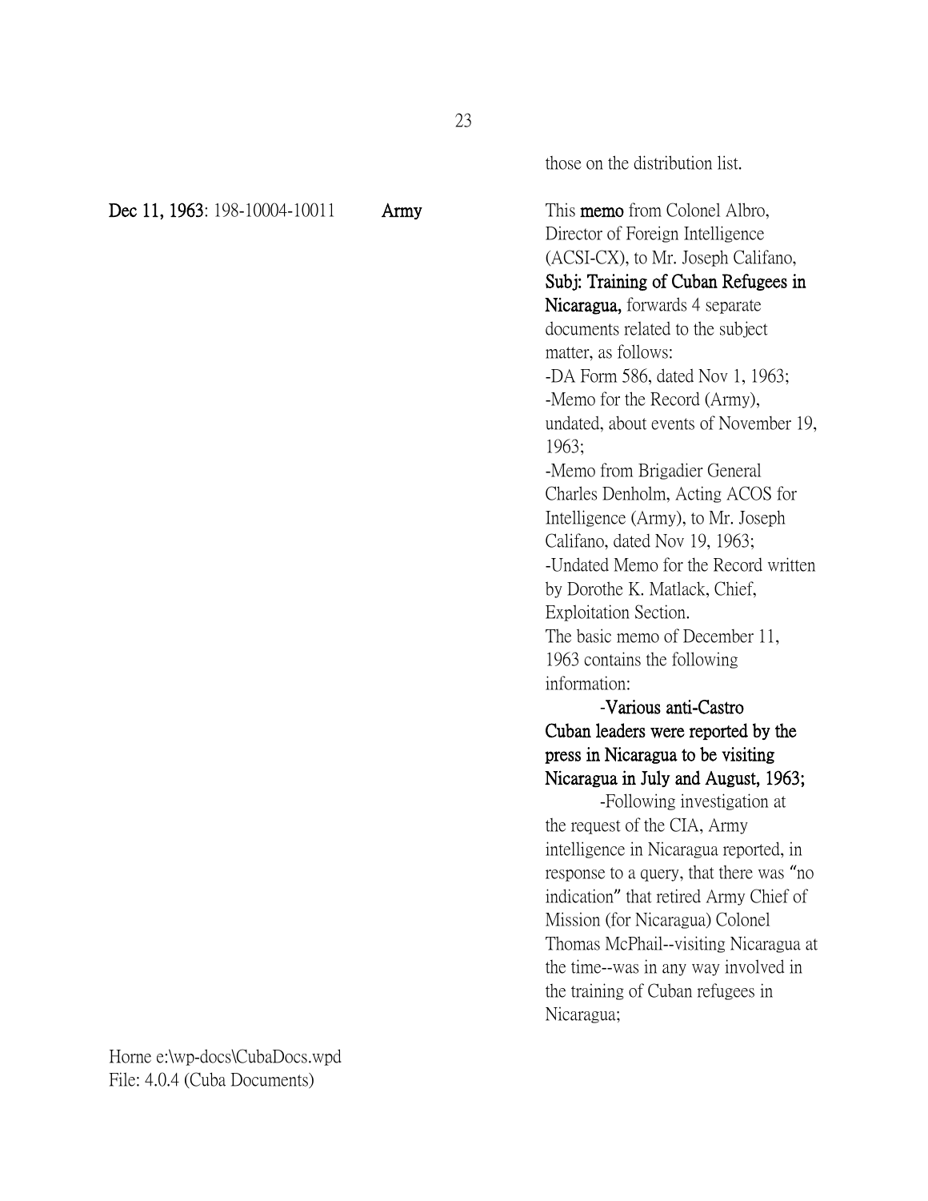those on the distribution list.

**Dec 11, 1963**: 198-10004-10011 **Army**

This **memo** from Colonel Albro, Director of Foreign Intelligence (ACSI-CX), to Mr. Joseph Califano, **Subj: Training of Cuban Refugees in Nicaragua,** forwards 4 separate documents related to the subject matter, as follows:

-DA Form 586, dated Nov 1, 1963;
-Memo for the Record (Army), undated, about events of November 19, 1963;
-Memo from Brigadier General Charles Denholm, Acting ACOS for Intelligence (Army), to Mr. Joseph Califano, dated Nov 19, 1963;
-Undated Memo for the Record written by Dorothe K. Matlack, Chief, Exploitation Section.

The basic memo of December 11, 1963 contains the following information:

-**Various anti-Castro Cuban leaders were reported by the press in Nicaragua to be visiting Nicaragua in July and August, 1963;**

-Following investigation at the request of the CIA, Army intelligence in Nicaragua reported, in response to a query, that there was "no indication" that retired Army Chief of Mission (for Nicaragua) Colonel Thomas McPhail--visiting Nicaragua at the time--was in any way involved in the training of Cuban refugees in Nicaragua;

Horne e:\wp-docs\CubaDocs.wpd
File: 4.0.4 (Cuba Documents)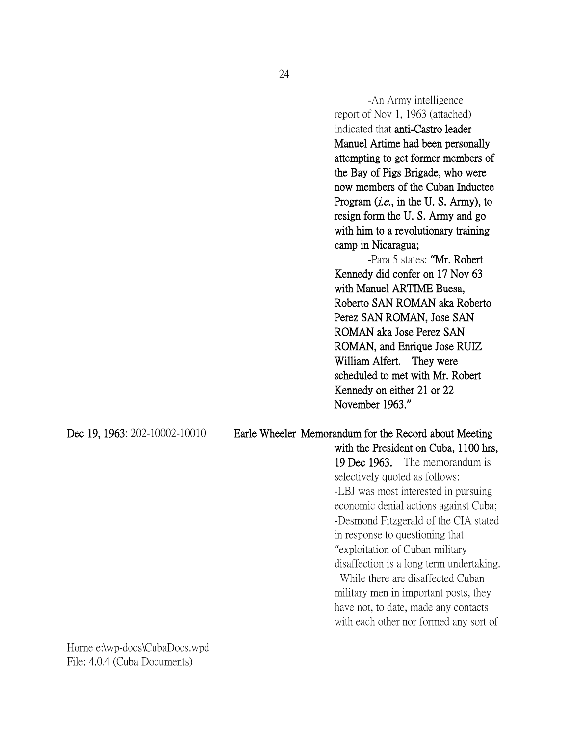-An Army intelligence report of Nov 1, 1963 (attached) indicated that **anti-Castro leader Manuel Artime had been personally attempting to get former members of the Bay of Pigs Brigade, who were now members of the Cuban Inductee Program (*i.e.*, in the U. S. Army), to resign form the U. S. Army and go with him to a revolutionary training camp in Nicaragua;**

-Para 5 states: **"Mr. Robert Kennedy did confer on 17 Nov 63 with Manuel ARTIME Buesa, Roberto SAN ROMAN aka Roberto Perez SAN ROMAN, Jose SAN ROMAN aka Jose Perez SAN ROMAN, and Enrique Jose RUIZ William Alfert. They were scheduled to met with Mr. Robert Kennedy on either 21 or 22 November 1963."**

**Dec 19, 1963**: 202-10002-10010 **Earle Wheeler Memorandum for the Record about Meeting with the President on Cuba, 1100 hrs, 19 Dec 1963.** The memorandum is selectively quoted as follows:

-LBJ was most interested in pursuing economic denial actions against Cuba;

-Desmond Fitzgerald of the CIA stated in response to questioning that "exploitation of Cuban military disaffection is a long term undertaking. While there are disaffected Cuban military men in important posts, they have not, to date, made any contacts with each other nor formed any sort of

Horne e:\wp-docs\CubaDocs.wpd
File: 4.0.4 (Cuba Documents)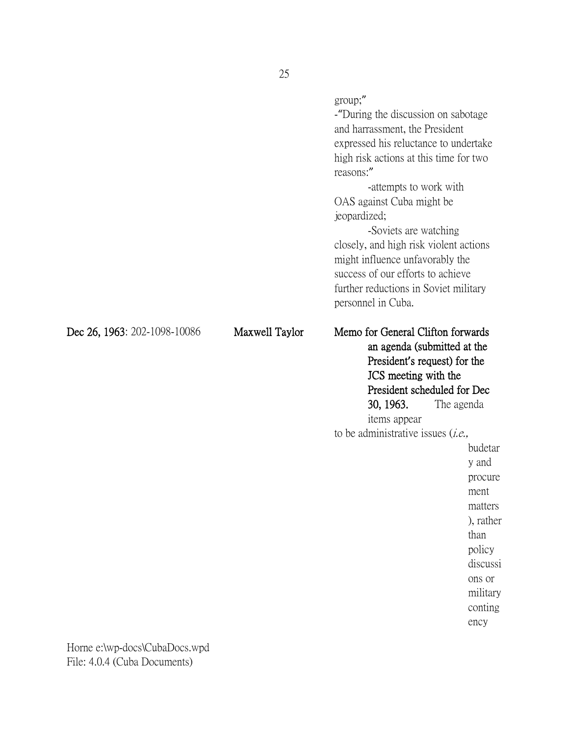group;"
-"During the discussion on sabotage and harrassment, the President expressed his reluctance to undertake high risk actions at this time for two reasons:"

-attempts to work with OAS against Cuba might be jeopardized;

-Soviets are watching closely, and high risk violent actions might influence unfavorably the success of our efforts to achieve further reductions in Soviet military personnel in Cuba.

| | | |
|---|---|---|
| **Dec 26, 1963**: 202-1098-10086 | **Maxwell Taylor** | **Memo for General Clifton forwards an agenda (submitted at the President's request) for the JCS meeting with the President scheduled for Dec 30, 1963.** The agenda items appear to be administrative issues (*i.e.,* budetary and procurement matters), rather than policy discussions or military contingency |

Horne e:\wp-docs\CubaDocs.wpd
File: 4.0.4 (Cuba Documents)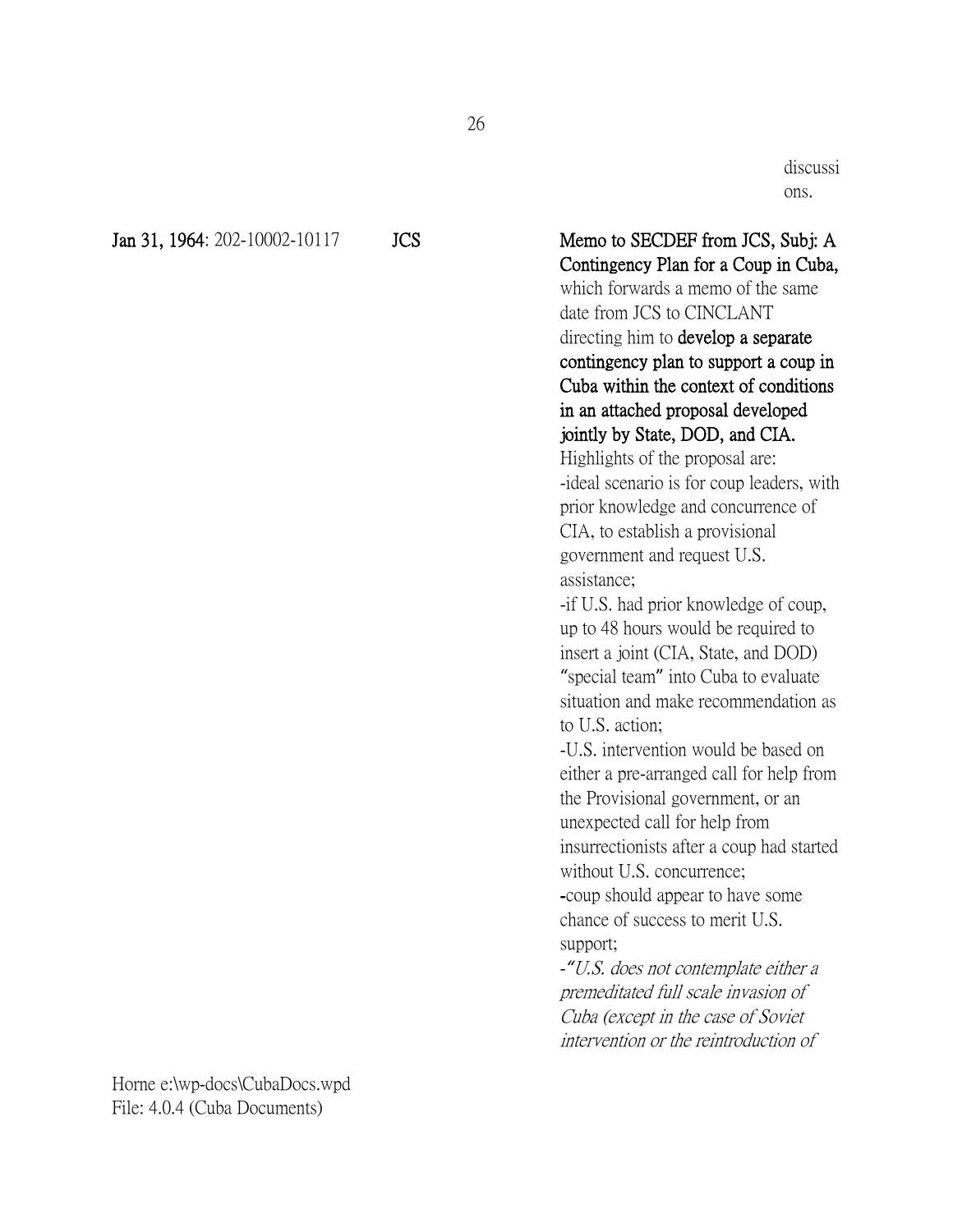discussions.

**Jan 31, 1964**: 202-10002-10117 **JCS** **Memo to SECDEF from JCS, Subj: A Contingency Plan for a Coup in Cuba,** which forwards a memo of the same date from JCS to CINCLANT directing him to **develop a separate contingency plan to support a coup in Cuba within the context of conditions in an attached proposal developed jointly by State, DOD, and CIA.** Highlights of the proposal are:

-ideal scenario is for coup leaders, with prior knowledge and concurrence of CIA, to establish a provisional government and request U.S. assistance;

-if U.S. had prior knowledge of coup, up to 48 hours would be required to insert a joint (CIA, State, and DOD) "special team" into Cuba to evaluate situation and make recommendation as to U.S. action;

-U.S. intervention would be based on either a pre-arranged call for help from the Provisional government, or an unexpected call for help from insurrectionists after a coup had started without U.S. concurrence;

-coup should appear to have some chance of success to merit U.S. support;

-*"U.S. does not contemplate either a premeditated full scale invasion of Cuba (except in the case of Soviet intervention or the reintroduction of*

Horne e:\wp-docs\CubaDocs.wpd
File: 4.0.4 (Cuba Documents)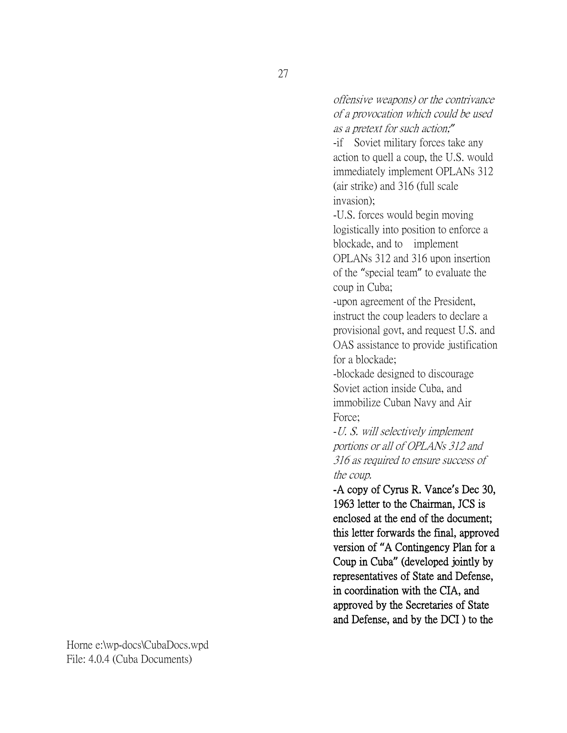*offensive weapons) or the contrivance of a provocation which could be used as a pretext for such action;"*

-if Soviet military forces take any action to quell a coup, the U.S. would immediately implement OPLANs 312 (air strike) and 316 (full scale invasion);

-U.S. forces would begin moving logistically into position to enforce a blockade, and to implement OPLANs 312 and 316 upon insertion of the "special team" to evaluate the coup in Cuba;

-upon agreement of the President, instruct the coup leaders to declare a provisional govt, and request U.S. and OAS assistance to provide justification for a blockade;

-blockade designed to discourage Soviet action inside Cuba, and immobilize Cuban Navy and Air Force;

-*U. S. will selectively implement portions or all of OPLANs 312 and 316 as required to ensure success of the coup.*

**-A copy of Cyrus R. Vance's Dec 30, 1963 letter to the Chairman, JCS is enclosed at the end of the document; this letter forwards the final, approved version of "A Contingency Plan for a Coup in Cuba" (developed jointly by representatives of State and Defense, in coordination with the CIA, and approved by the Secretaries of State and Defense, and by the DCI ) to the**

Horne e:\wp-docs\CubaDocs.wpd
File: 4.0.4 (Cuba Documents)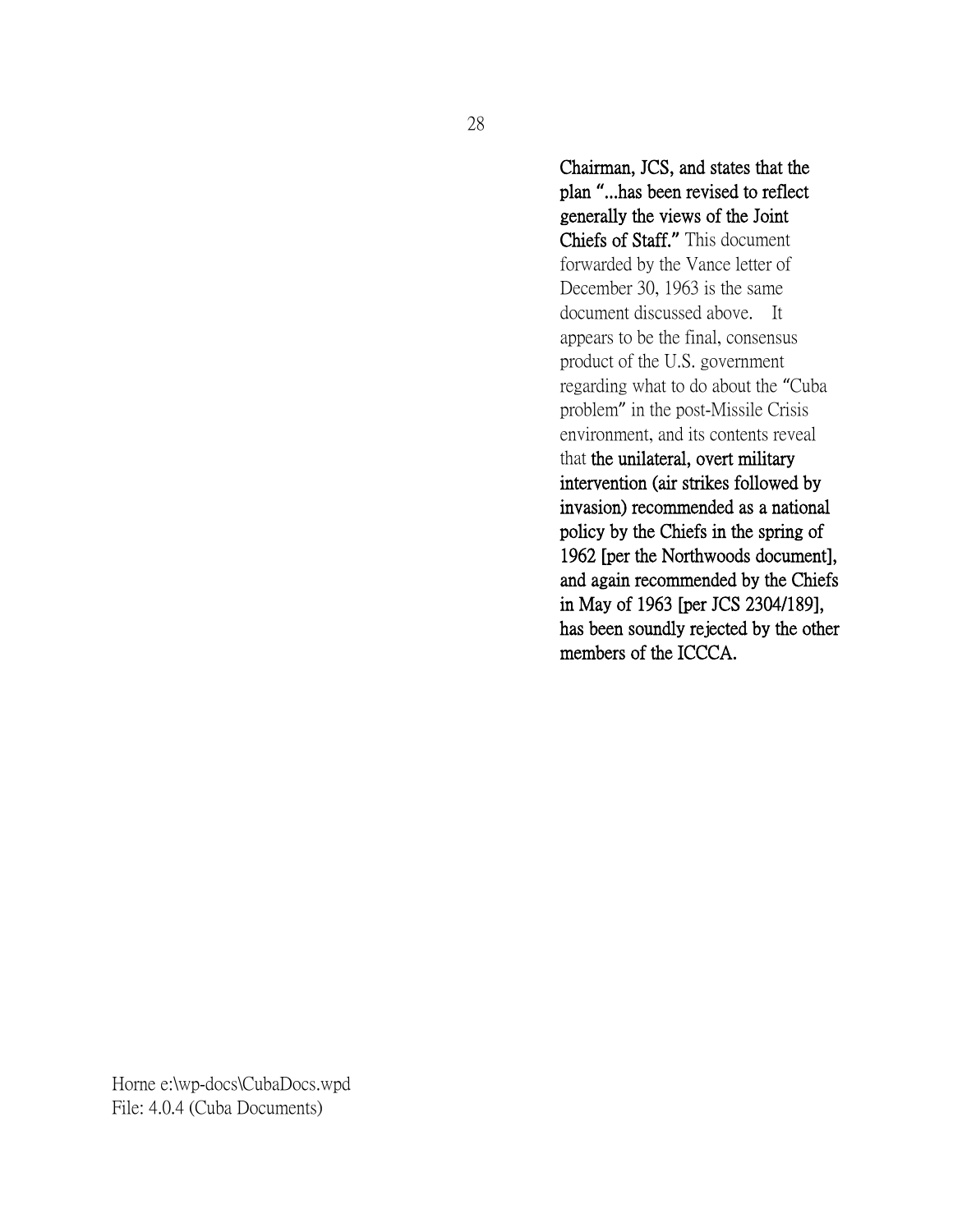**Chairman, JCS, and states that the plan "...has been revised to reflect generally the views of the Joint Chiefs of Staff."** This document forwarded by the Vance letter of December 30, 1963 is the same document discussed above. It appears to be the final, consensus product of the U.S. government regarding what to do about the "Cuba problem" in the post-Missile Crisis environment, and its contents reveal that **the unilateral, overt military intervention (air strikes followed by invasion) recommended as a national policy by the Chiefs in the spring of 1962 [per the Northwoods document], and again recommended by the Chiefs in May of 1963 [per JCS 2304/189], has been soundly rejected by the other members of the ICCCA.**

Horne e:\wp-docs\CubaDocs.wpd
File: 4.0.4 (Cuba Documents)